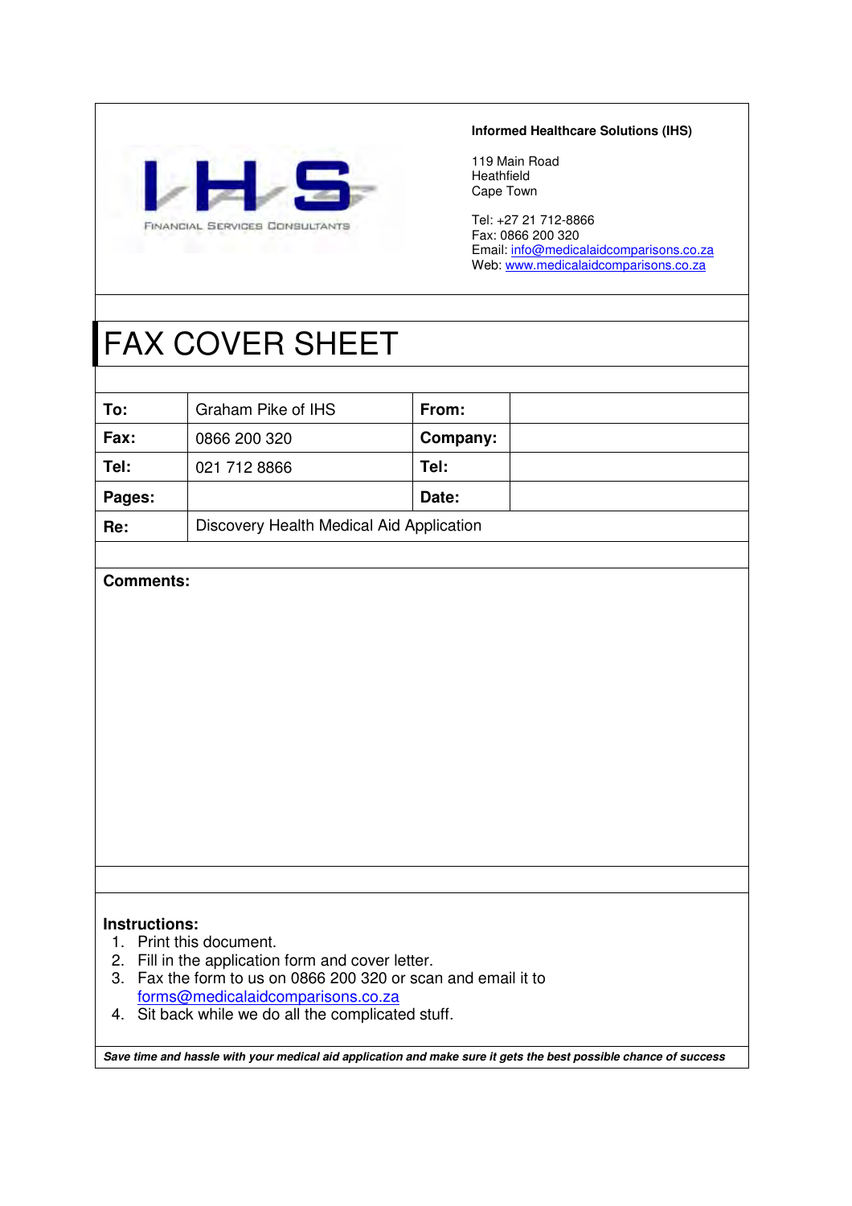IHS

FINANCIAL SERVICES CONSULTANTS

**Informed Healthcare Solutions (IHS)**

119 Main Road
Heathfield
Cape Town

Tel: +27 21 712-8866
Fax: 0866 200 320
Email: info@medicalaidcomparisons.co.za
Web: www.medicalaidcomparisons.co.za

# FAX COVER SHEET

| **To:** | Graham Pike of IHS | **From:** | |
|---|---|---|---|
| **Fax:** | 0866 200 320 | **Company:** | |
| **Tel:** | 021 712 8866 | **Tel:** | |
| **Pages:** | | **Date:** | |
| **Re:** | Discovery Health Medical Aid Application | | |

**Comments:**

**Instructions:**

1. Print this document.
2. Fill in the application form and cover letter.
3. Fax the form to us on 0866 200 320 or scan and email it to forms@medicalaidcomparisons.co.za
4. Sit back while we do all the complicated stuff.

***Save time and hassle with your medical aid application and make sure it gets the best possible chance of success***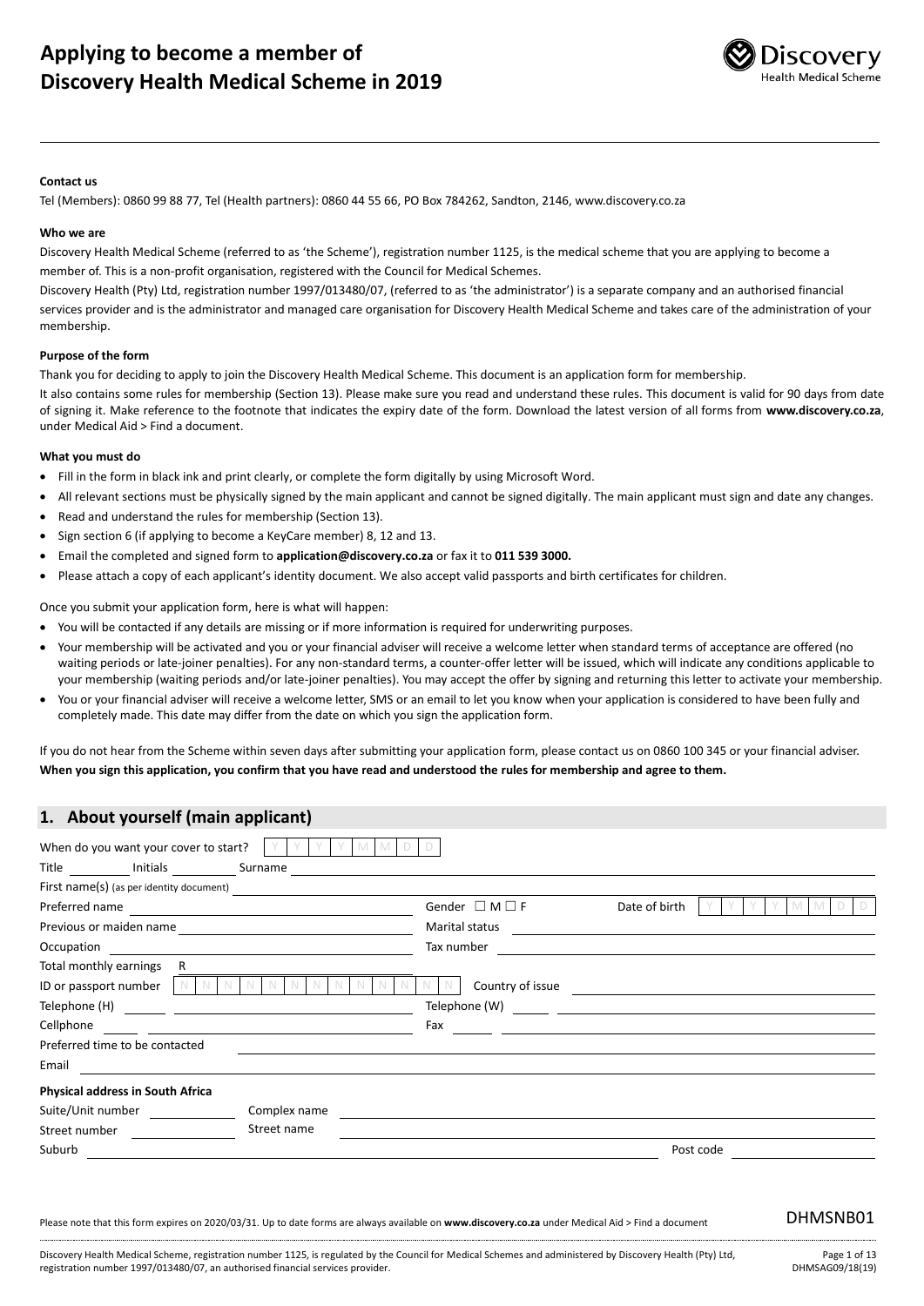# Applying to become a member of Discovery Health Medical Scheme in 2019

**Contact us**

Tel (Members): 0860 99 88 77, Tel (Health partners): 0860 44 55 66, PO Box 784262, Sandton, 2146, www.discovery.co.za

**Who we are**

Discovery Health Medical Scheme (referred to as 'the Scheme'), registration number 1125, is the medical scheme that you are applying to become a member of. This is a non-profit organisation, registered with the Council for Medical Schemes.

Discovery Health (Pty) Ltd, registration number 1997/013480/07, (referred to as 'the administrator') is a separate company and an authorised financial services provider and is the administrator and managed care organisation for Discovery Health Medical Scheme and takes care of the administration of your membership.

**Purpose of the form**

Thank you for deciding to apply to join the Discovery Health Medical Scheme. This document is an application form for membership.

It also contains some rules for membership (Section 13). Please make sure you read and understand these rules. This document is valid for 90 days from date of signing it. Make reference to the footnote that indicates the expiry date of the form. Download the latest version of all forms from **www.discovery.co.za**, under Medical Aid > Find a document.

**What you must do**

- Fill in the form in black ink and print clearly, or complete the form digitally by using Microsoft Word.
- All relevant sections must be physically signed by the main applicant and cannot be signed digitally. The main applicant must sign and date any changes.
- Read and understand the rules for membership (Section 13).
- Sign section 6 (if applying to become a KeyCare member) 8, 12 and 13.
- Email the completed and signed form to **application@discovery.co.za** or fax it to **011 539 3000.**
- Please attach a copy of each applicant's identity document. We also accept valid passports and birth certificates for children.

Once you submit your application form, here is what will happen:

- You will be contacted if any details are missing or if more information is required for underwriting purposes.
- Your membership will be activated and you or your financial adviser will receive a welcome letter when standard terms of acceptance are offered (no waiting periods or late-joiner penalties). For any non-standard terms, a counter-offer letter will be issued, which will indicate any conditions applicable to your membership (waiting periods and/or late-joiner penalties). You may accept the offer by signing and returning this letter to activate your membership.
- You or your financial adviser will receive a welcome letter, SMS or an email to let you know when your application is considered to have been fully and completely made. This date may differ from the date on which you sign the application form.

If you do not hear from the Scheme within seven days after submitting your application form, please contact us on 0860 100 345 or your financial adviser.
**When you sign this application, you confirm that you have read and understood the rules for membership and agree to them.**

## 1. About yourself (main applicant)

When do you want your cover to start? Y Y Y Y M M D D

Title ______ Initials ______ Surname ______

First name(s) (as per identity document) ______

Preferred name ______ Gender ☐ M ☐ F Date of birth Y Y Y Y M M D D

Previous or maiden name ______ Marital status ______

Occupation ______ Tax number ______

Total monthly earnings R ______

ID or passport number N N N N N N N N N N N N N Country of issue ______

Telephone (H) ______ Telephone (W) ______

Cellphone ______ Fax ______

Preferred time to be contacted ______

Email ______

**Physical address in South Africa**

Suite/Unit number ______ Complex name ______

Street number ______ Street name ______

Suburb ______ Post code ______

Please note that this form expires on 2020/03/31. Up to date forms are always available on **www.discovery.co.za** under Medical Aid > Find a document

DHMSNB01

Discovery Health Medical Scheme, registration number 1125, is regulated by the Council for Medical Schemes and administered by Discovery Health (Pty) Ltd, registration number 1997/013480/07, an authorised financial services provider.

DHMSAG09/18(19)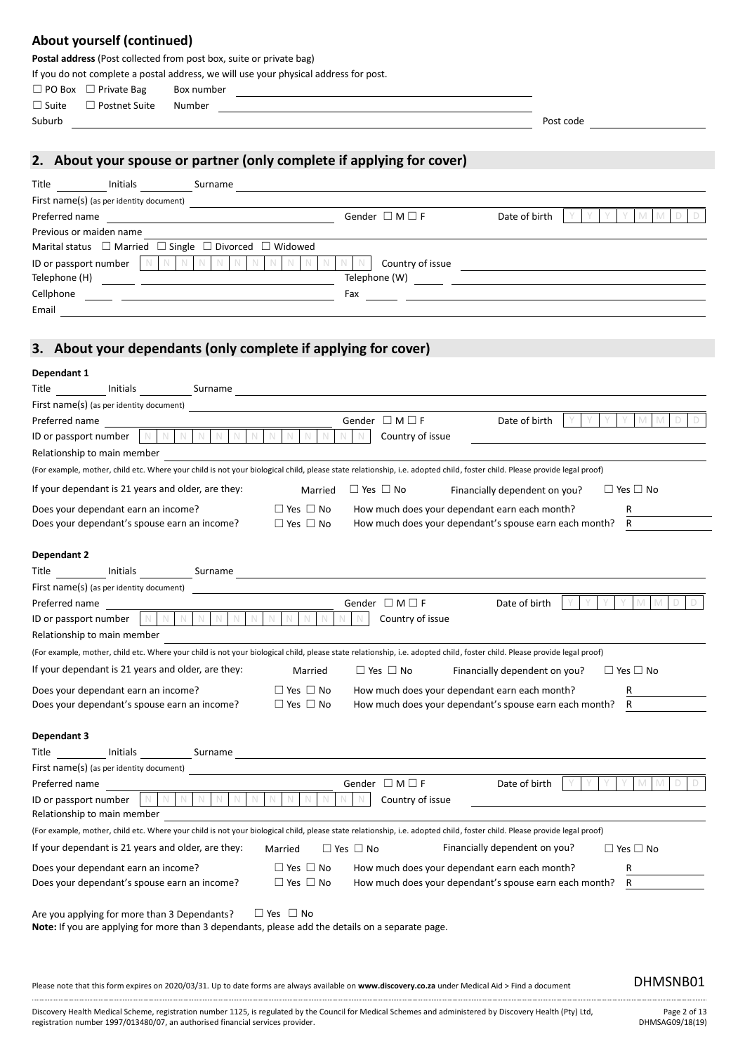## About yourself (continued)

**Postal address** (Post collected from post box, suite or private bag)

If you do not complete a postal address, we will use your physical address for post.

☐ PO Box ☐ Private Bag Box number

☐ Suite ☐ Postnet Suite Number

Suburb Post code

## 2. About your spouse or partner (only complete if applying for cover)

Title Initials Surname

First name(s) (as per identity document)

Preferred name Gender ☐ M ☐ F Date of birth Y Y Y Y M M D D

Previous or maiden name

Marital status ☐ Married ☐ Single ☐ Divorced ☐ Widowed

ID or passport number N N N N N N N N N N N N N N Country of issue

Telephone (H) Telephone (W)

Cellphone Fax

Email

## 3. About your dependants (only complete if applying for cover)

**Dependant 1**

Title Initials Surname

First name(s) (as per identity document)

Preferred name Gender ☐ M ☐ F Date of birth Y Y Y Y M M D D

ID or passport number N N N N N N N N N N N N N N Country of issue

Relationship to main member

(For example, mother, child etc. Where your child is not your biological child, please state relationship, i.e. adopted child, foster child. Please provide legal proof)

If your dependant is 21 years and older, are they: Married ☐ Yes ☐ No Financially dependent on you? ☐ Yes ☐ No

Does your dependant earn an income? ☐ Yes ☐ No How much does your dependant earn each month? R

Does your dependant's spouse earn an income? ☐ Yes ☐ No How much does your dependant's spouse earn each month? R

**Dependant 2**

Title Initials Surname

First name(s) (as per identity document)

Preferred name Gender ☐ M ☐ F Date of birth Y Y Y Y M M D D

ID or passport number N N N N N N N N N N N N N N Country of issue

Relationship to main member

(For example, mother, child etc. Where your child is not your biological child, please state relationship, i.e. adopted child, foster child. Please provide legal proof)

If your dependant is 21 years and older, are they: Married ☐ Yes ☐ No Financially dependent on you? ☐ Yes ☐ No

Does your dependant earn an income? ☐ Yes ☐ No How much does your dependant earn each month? R

Does your dependant's spouse earn an income? ☐ Yes ☐ No How much does your dependant's spouse earn each month? R

**Dependant 3**

Title Initials Surname

First name(s) (as per identity document)

Preferred name Gender ☐ M ☐ F Date of birth Y Y Y Y M M D D

ID or passport number N N N N N N N N N N N N N N Country of issue

Relationship to main member

(For example, mother, child etc. Where your child is not your biological child, please state relationship, i.e. adopted child, foster child. Please provide legal proof)

If your dependant is 21 years and older, are they: Married ☐ Yes ☐ No Financially dependent on you? ☐ Yes ☐ No

Does your dependant earn an income? ☐ Yes ☐ No How much does your dependant earn each month? R

Does your dependant's spouse earn an income? ☐ Yes ☐ No How much does your dependant's spouse earn each month? R

Are you applying for more than 3 Dependants? ☐ Yes ☐ No

**Note:** If you are applying for more than 3 dependants, please add the details on a separate page.

Please note that this form expires on 2020/03/31. Up to date forms are always available on **www.discovery.co.za** under Medical Aid > Find a document

DHMSNB01

Discovery Health Medical Scheme, registration number 1125, is regulated by the Council for Medical Schemes and administered by Discovery Health (Pty) Ltd, registration number 1997/013480/07, an authorised financial services provider.

DHMSAG09/18(19)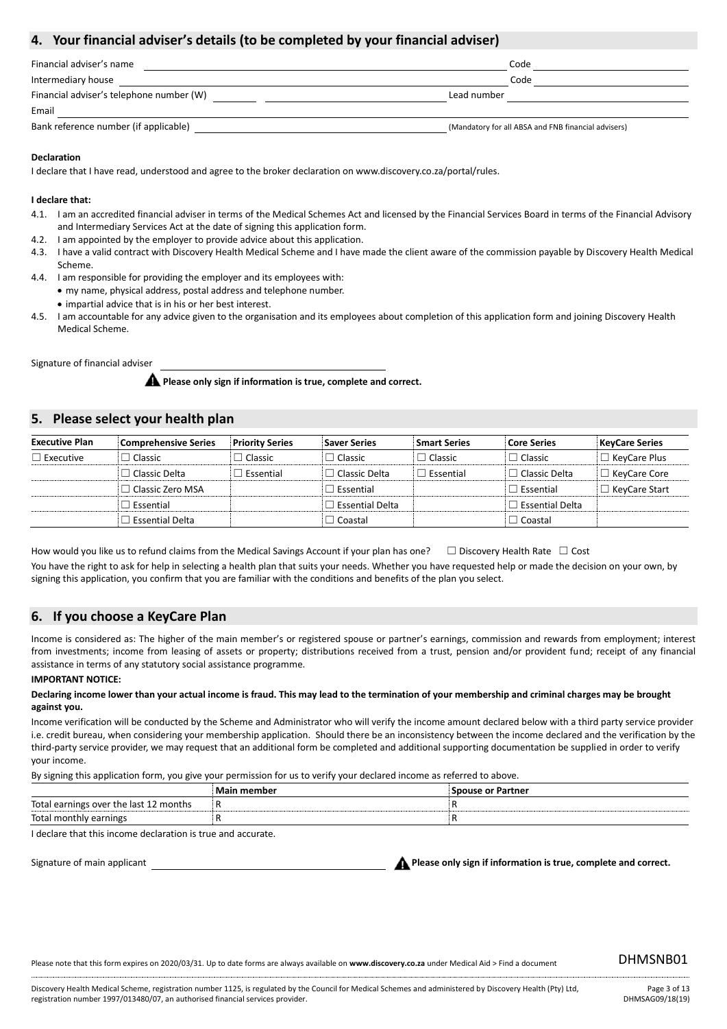## 4. Your financial adviser's details (to be completed by your financial adviser)

Financial adviser's name ______________________ Code ______________

Intermediary house ______________________ Code ______________

Financial adviser's telephone number (W) ________ ______________ Lead number ______________

Email ______________________

Bank reference number (if applicable) ______________ (Mandatory for all ABSA and FNB financial advisers)

**Declaration**

I declare that I have read, understood and agree to the broker declaration on www.discovery.co.za/portal/rules.

**I declare that:**

4.1. I am an accredited financial adviser in terms of the Medical Schemes Act and licensed by the Financial Services Board in terms of the Financial Advisory and Intermediary Services Act at the date of signing this application form.

4.2. I am appointed by the employer to provide advice about this application.

4.3. I have a valid contract with Discovery Health Medical Scheme and I have made the client aware of the commission payable by Discovery Health Medical Scheme.

4.4. I am responsible for providing the employer and its employees with:
- my name, physical address, postal address and telephone number.
- impartial advice that is in his or her best interest.

4.5. I am accountable for any advice given to the organisation and its employees about completion of this application form and joining Discovery Health Medical Scheme.

Signature of financial adviser ______________________

**Please only sign if information is true, complete and correct.**

## 5. Please select your health plan

| Executive Plan | Comprehensive Series | Priority Series | Saver Series | Smart Series | Core Series | KeyCare Series |
|---|---|---|---|---|---|---|
| ☐ Executive | ☐ Classic | ☐ Classic | ☐ Classic | ☐ Classic | ☐ Classic | ☐ KeyCare Plus |
| | ☐ Classic Delta | ☐ Essential | ☐ Classic Delta | ☐ Essential | ☐ Classic Delta | ☐ KeyCare Core |
| | ☐ Classic Zero MSA | | ☐ Essential | | ☐ Essential | ☐ KeyCare Start |
| | ☐ Essential | | ☐ Essential Delta | | ☐ Essential Delta | |
| | ☐ Essential Delta | | ☐ Coastal | | ☐ Coastal | |

How would you like us to refund claims from the Medical Savings Account if your plan has one? ☐ Discovery Health Rate ☐ Cost

You have the right to ask for help in selecting a health plan that suits your needs. Whether you have requested help or made the decision on your own, by signing this application, you confirm that you are familiar with the conditions and benefits of the plan you select.

## 6. If you choose a KeyCare Plan

Income is considered as: The higher of the main member's or registered spouse or partner's earnings, commission and rewards from employment; interest from investments; income from leasing of assets or property; distributions received from a trust, pension and/or provident fund; receipt of any financial assistance in terms of any statutory social assistance programme.

**IMPORTANT NOTICE:**

**Declaring income lower than your actual income is fraud. This may lead to the termination of your membership and criminal charges may be brought against you.**

Income verification will be conducted by the Scheme and Administrator who will verify the income amount declared below with a third party service provider i.e. credit bureau, when considering your membership application. Should there be an inconsistency between the income declared and the verification by the third-party service provider, we may request that an additional form be completed and additional supporting documentation be supplied in order to verify your income.

By signing this application form, you give your permission for us to verify your declared income as referred to above.

| | Main member | Spouse or Partner |
|---|---|---|
| Total earnings over the last 12 months | R | R |
| Total monthly earnings | R | R |

I declare that this income declaration is true and accurate.

Signature of main applicant ______________________ **Please only sign if information is true, complete and correct.**

Please note that this form expires on 2020/03/31. Up to date forms are always available on **www.discovery.co.za** under Medical Aid > Find a document

DHMSNB01

Discovery Health Medical Scheme, registration number 1125, is regulated by the Council for Medical Schemes and administered by Discovery Health (Pty) Ltd, registration number 1997/013480/07, an authorised financial services provider.

DHMSAG09/18(19)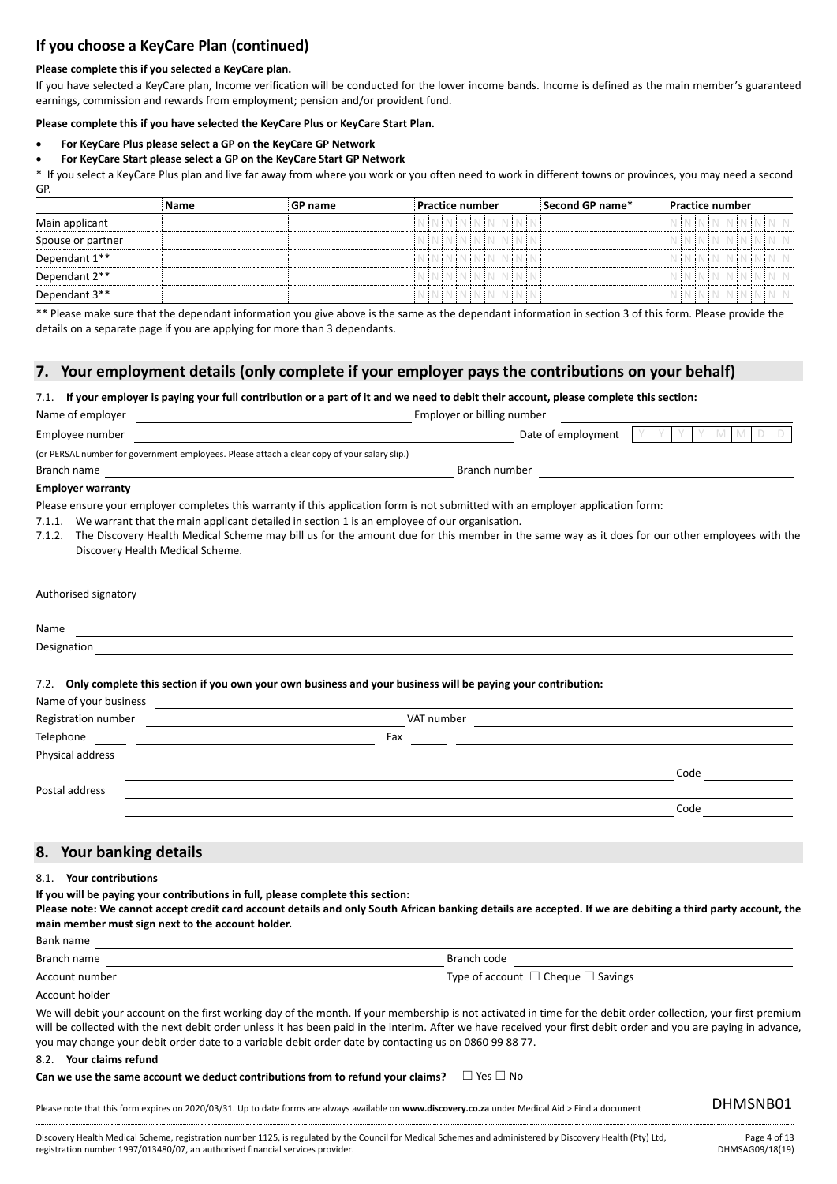## If you choose a KeyCare Plan (continued)

**Please complete this if you selected a KeyCare plan.**

If you have selected a KeyCare plan, Income verification will be conducted for the lower income bands. Income is defined as the main member's guaranteed earnings, commission and rewards from employment; pension and/or provident fund.

**Please complete this if you have selected the KeyCare Plus or KeyCare Start Plan.**

- **For KeyCare Plus please select a GP on the KeyCare GP Network**
- **For KeyCare Start please select a GP on the KeyCare Start GP Network**

\* If you select a KeyCare Plus plan and live far away from where you work or you often need to work in different towns or provinces, you may need a second GP.

| | Name | GP name | Practice number | Second GP name* | Practice number |
|---|---|---|---|---|---|
| Main applicant | | | N N N N N N N N | | N N N N N N N N |
| Spouse or partner | | | N N N N N N N N | | N N N N N N N N |
| Dependant 1** | | | N N N N N N N N | | N N N N N N N N |
| Dependant 2** | | | N N N N N N N N | | N N N N N N N N |
| Dependant 3** | | | N N N N N N N N | | N N N N N N N N |

** Please make sure that the dependant information you give above is the same as the dependant information in section 3 of this form. Please provide the details on a separate page if you are applying for more than 3 dependants.

## 7. Your employment details (only complete if your employer pays the contributions on your behalf)

7.1. **If your employer is paying your full contribution or a part of it and we need to debit their account, please complete this section:**

Name of employer ______________________ Employer or billing number ______________________

Employee number ______________________ Date of employment Y Y Y Y M M D D

(or PERSAL number for government employees. Please attach a clear copy of your salary slip.)

Branch name ______________________ Branch number ______________________

**Employer warranty**

Please ensure your employer completes this warranty if this application form is not submitted with an employer application form:

7.1.1. We warrant that the main applicant detailed in section 1 is an employee of our organisation.

7.1.2. The Discovery Health Medical Scheme may bill us for the amount due for this member in the same way as it does for our other employees with the Discovery Health Medical Scheme.

Authorised signatory ______________________

Name ______________________

Designation ______________________

7.2. **Only complete this section if you own your own business and your business will be paying your contribution:**

Name of your business ______________________

Registration number ______________________ VAT number ______________________

Telephone ______________________ Fax ______________________

Physical address ______________________

______________________ Code ________

Postal address ______________________

______________________ Code ________

## 8. Your banking details

8.1. **Your contributions**

**If you will be paying your contributions in full, please complete this section:**

**Please note: We cannot accept credit card account details and only South African banking details are accepted. If we are debiting a third party account, the main member must sign next to the account holder.**

Bank name ______________________

Branch name ______________________ Branch code ______________________

Account number ______________________ Type of account ☐ Cheque ☐ Savings

Account holder ______________________

We will debit your account on the first working day of the month. If your membership is not activated in time for the debit order collection, your first premium will be collected with the next debit order unless it has been paid in the interim. After we have received your first debit order and you are paying in advance, you may change your debit order date to a variable debit order date by contacting us on 0860 99 88 77.

8.2. **Your claims refund**

**Can we use the same account we deduct contributions from to refund your claims?** ☐ Yes ☐ No

Please note that this form expires on 2020/03/31. Up to date forms are always available on **www.discovery.co.za** under Medical Aid > Find a document

DHMSNB01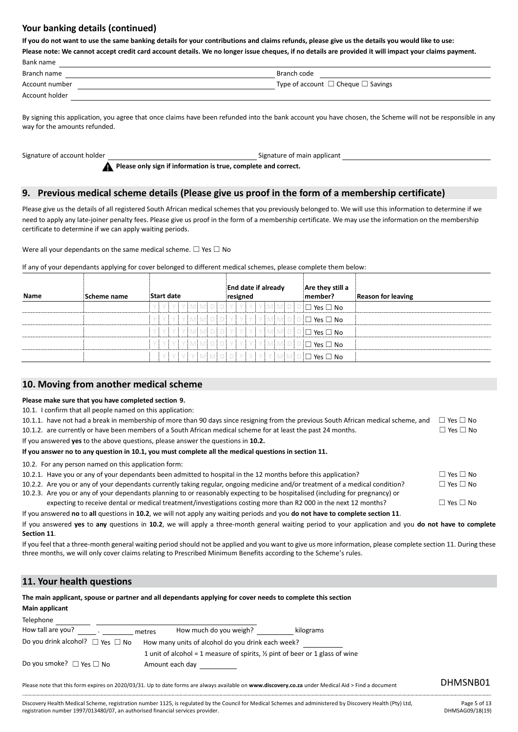## Your banking details (continued)

**If you do not want to use the same banking details for your contributions and claims refunds, please give us the details you would like to use:**

**Please note: We cannot accept credit card account details. We no longer issue cheques, if no details are provided it will impact your claims payment.**

Bank name

Branch name                                                    Branch code

Account number                                                 Type of account ☐ Cheque ☐ Savings

Account holder

By signing this application, you agree that once claims have been refunded into the bank account you have chosen, the Scheme will not be responsible in any way for the amounts refunded.

Signature of account holder                                    Signature of main applicant

**Please only sign if information is true, complete and correct.**

## 9. Previous medical scheme details (Please give us proof in the form of a membership certificate)

Please give us the details of all registered South African medical schemes that you previously belonged to. We will use this information to determine if we need to apply any late-joiner penalty fees. Please give us proof in the form of a membership certificate. We may use the information on the membership certificate to determine if we can apply waiting periods.

Were all your dependants on the same medical scheme. ☐ Yes ☐ No

If any of your dependants applying for cover belonged to different medical schemes, please complete them below:

| Name | Scheme name | Start date | End date if already resigned | Are they still a member? | Reason for leaving |
|---|---|---|---|---|---|
| | | YYYYMMDD | YYYYMMDD | ☐ Yes ☐ No | |
| | | YYYYMMDD | YYYYMMDD | ☐ Yes ☐ No | |
| | | YYYYMMDD | YYYYMMDD | ☐ Yes ☐ No | |
| | | YYYYMMDD | YYYYMMDD | ☐ Yes ☐ No | |
| | | YYYYMMDD | YYYYMMDD | ☐ Yes ☐ No | |

## 10. Moving from another medical scheme

**Please make sure that you have completed section 9.**

10.1. I confirm that all people named on this application:

10.1.1. have not had a break in membership of more than 90 days since resigning from the previous South African medical scheme, and ☐ Yes ☐ No

10.1.2. are currently or have been members of a South African medical scheme for at least the past 24 months. ☐ Yes ☐ No

If you answered **yes** to the above questions, please answer the questions in **10.2.**

**If you answer no to any question in 10.1, you must complete all the medical questions in section 11.**

10.2. For any person named on this application form:

10.2.1. Have you or any of your dependants been admitted to hospital in the 12 months before this application? ☐ Yes ☐ No

10.2.2. Are you or any of your dependants currently taking regular, ongoing medicine and/or treatment of a medical condition? ☐ Yes ☐ No

10.2.3. Are you or any of your dependants planning to or reasonably expecting to be hospitalised (including for pregnancy) or expecting to receive dental or medical treatment/investigations costing more than R2 000 in the next 12 months? ☐ Yes ☐ No

If you answered **no** to **all** questions in **10.2**, we will not apply any waiting periods and you **do not have to complete section 11**.

If you answered **yes** to **any** questions in **10.2**, we will apply a three-month general waiting period to your application and you **do not have to complete Section 11**.

If you feel that a three-month general waiting period should not be applied and you want to give us more information, please complete section 11. During these three months, we will only cover claims relating to Prescribed Minimum Benefits according to the Scheme's rules.

## 11. Your health questions

**The main applicant, spouse or partner and all dependants applying for cover needs to complete this section**

**Main applicant**

Telephone

How tall are you? ____ . ____ metres    How much do you weigh? ____ kilograms

Do you drink alcohol? ☐ Yes ☐ No    How many units of alcohol do you drink each week?

1 unit of alcohol = 1 measure of spirits, ½ pint of beer or 1 glass of wine

Do you smoke? ☐ Yes ☐ No    Amount each day

Please note that this form expires on 2020/03/31. Up to date forms are always available on **www.discovery.co.za** under Medical Aid > Find a document

DHMSNB01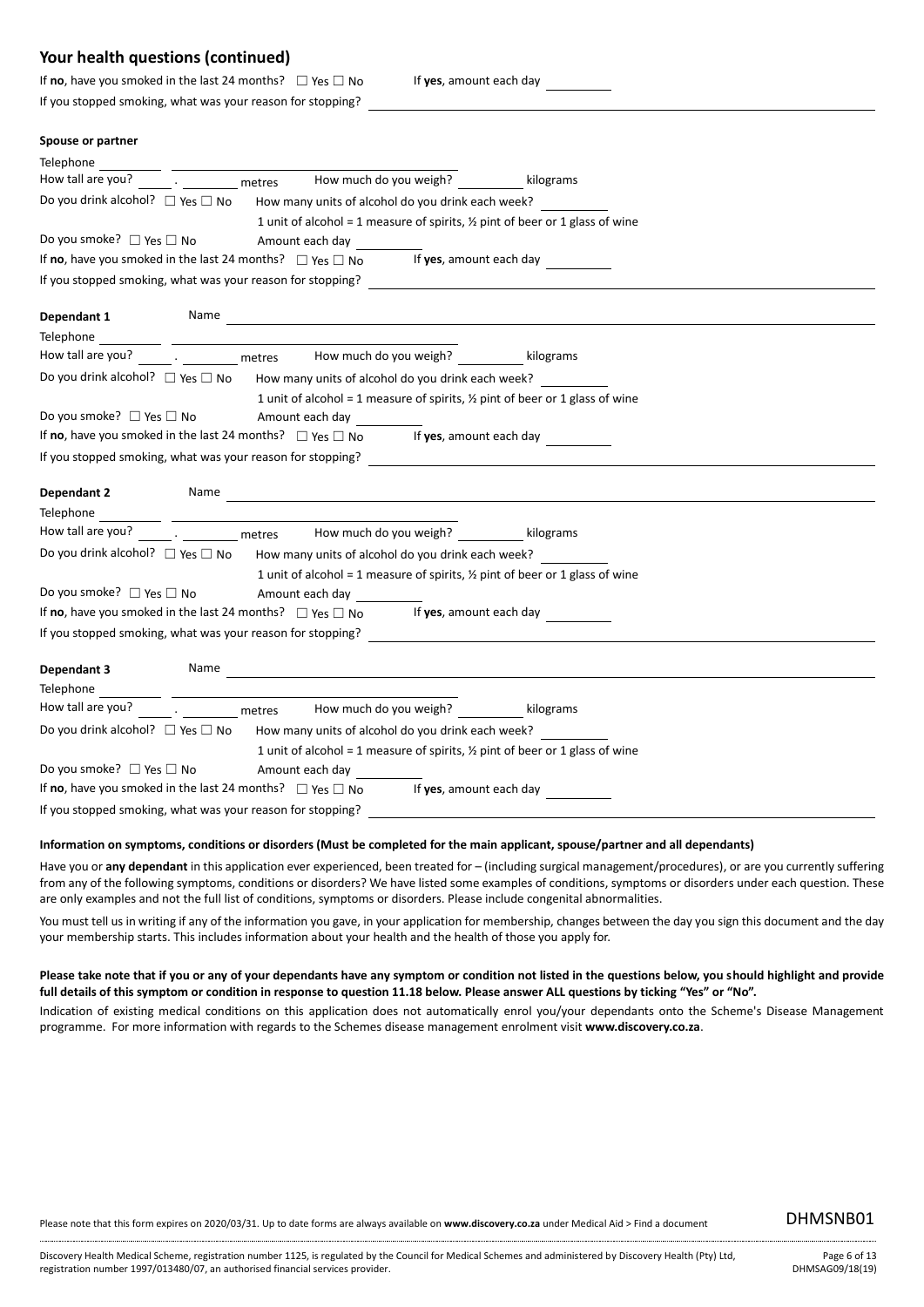## Your health questions (continued)

If **no**, have you smoked in the last 24 months? ☐ Yes ☐ No If **yes**, amount each day \_\_\_\_\_\_\_\_

If you stopped smoking, what was your reason for stopping? \_\_\_\_\_\_\_\_

**Spouse or partner**

Telephone \_\_\_\_\_\_\_\_ \_\_\_\_\_\_\_\_

How tall are you? \_\_\_\_ . \_\_\_\_ metres How much do you weigh? \_\_\_\_\_\_\_\_ kilograms

Do you drink alcohol? ☐ Yes ☐ No How many units of alcohol do you drink each week? \_\_\_\_\_\_\_\_

1 unit of alcohol = 1 measure of spirits, ½ pint of beer or 1 glass of wine

Do you smoke? ☐ Yes ☐ No Amount each day \_\_\_\_\_\_\_\_

If **no**, have you smoked in the last 24 months? ☐ Yes ☐ No If **yes**, amount each day \_\_\_\_\_\_\_\_

If you stopped smoking, what was your reason for stopping? \_\_\_\_\_\_\_\_

**Dependant 1** Name \_\_\_\_\_\_\_\_

Telephone \_\_\_\_\_\_\_\_ \_\_\_\_\_\_\_\_

How tall are you? \_\_\_\_ . \_\_\_\_ metres How much do you weigh? \_\_\_\_\_\_\_\_ kilograms

Do you drink alcohol? ☐ Yes ☐ No How many units of alcohol do you drink each week? \_\_\_\_\_\_\_\_

1 unit of alcohol = 1 measure of spirits, ½ pint of beer or 1 glass of wine

Do you smoke? ☐ Yes ☐ No Amount each day \_\_\_\_\_\_\_\_

If **no**, have you smoked in the last 24 months? ☐ Yes ☐ No If **yes**, amount each day \_\_\_\_\_\_\_\_

If you stopped smoking, what was your reason for stopping? \_\_\_\_\_\_\_\_

**Dependant 2** Name \_\_\_\_\_\_\_\_

Telephone \_\_\_\_\_\_\_\_ \_\_\_\_\_\_\_\_

How tall are you? \_\_\_\_ . \_\_\_\_ metres How much do you weigh? \_\_\_\_\_\_\_\_ kilograms

Do you drink alcohol? ☐ Yes ☐ No How many units of alcohol do you drink each week? \_\_\_\_\_\_\_\_

1 unit of alcohol = 1 measure of spirits, ½ pint of beer or 1 glass of wine

Do you smoke? ☐ Yes ☐ No Amount each day \_\_\_\_\_\_\_\_

If **no**, have you smoked in the last 24 months? ☐ Yes ☐ No If **yes**, amount each day \_\_\_\_\_\_\_\_

If you stopped smoking, what was your reason for stopping? \_\_\_\_\_\_\_\_

**Dependant 3** Name \_\_\_\_\_\_\_\_

Telephone \_\_\_\_\_\_\_\_ \_\_\_\_\_\_\_\_

How tall are you? \_\_\_\_ . \_\_\_\_ metres How much do you weigh? \_\_\_\_\_\_\_\_ kilograms

Do you drink alcohol? ☐ Yes ☐ No How many units of alcohol do you drink each week? \_\_\_\_\_\_\_\_

1 unit of alcohol = 1 measure of spirits, ½ pint of beer or 1 glass of wine

Do you smoke? ☐ Yes ☐ No Amount each day \_\_\_\_\_\_\_\_

If **no**, have you smoked in the last 24 months? ☐ Yes ☐ No If **yes**, amount each day \_\_\_\_\_\_\_\_

If you stopped smoking, what was your reason for stopping? \_\_\_\_\_\_\_\_

**Information on symptoms, conditions or disorders (Must be completed for the main applicant, spouse/partner and all dependants)**

Have you or **any dependant** in this application ever experienced, been treated for – (including surgical management/procedures), or are you currently suffering from any of the following symptoms, conditions or disorders? We have listed some examples of conditions, symptoms or disorders under each question. These are only examples and not the full list of conditions, symptoms or disorders. Please include congenital abnormalities.

You must tell us in writing if any of the information you gave, in your application for membership, changes between the day you sign this document and the day your membership starts. This includes information about your health and the health of those you apply for.

**Please take note that if you or any of your dependants have any symptom or condition not listed in the questions below, you should highlight and provide full details of this symptom or condition in response to question 11.18 below. Please answer ALL questions by ticking "Yes" or "No".**

Indication of existing medical conditions on this application does not automatically enrol you/your dependants onto the Scheme's Disease Management programme. For more information with regards to the Schemes disease management enrolment visit **www.discovery.co.za**.

Please note that this form expires on 2020/03/31. Up to date forms are always available on **www.discovery.co.za** under Medical Aid > Find a document

DHMSNB01

Discovery Health Medical Scheme, registration number 1125, is regulated by the Council for Medical Schemes and administered by Discovery Health (Pty) Ltd, registration number 1997/013480/07, an authorised financial services provider.

DHMSAG09/18(19)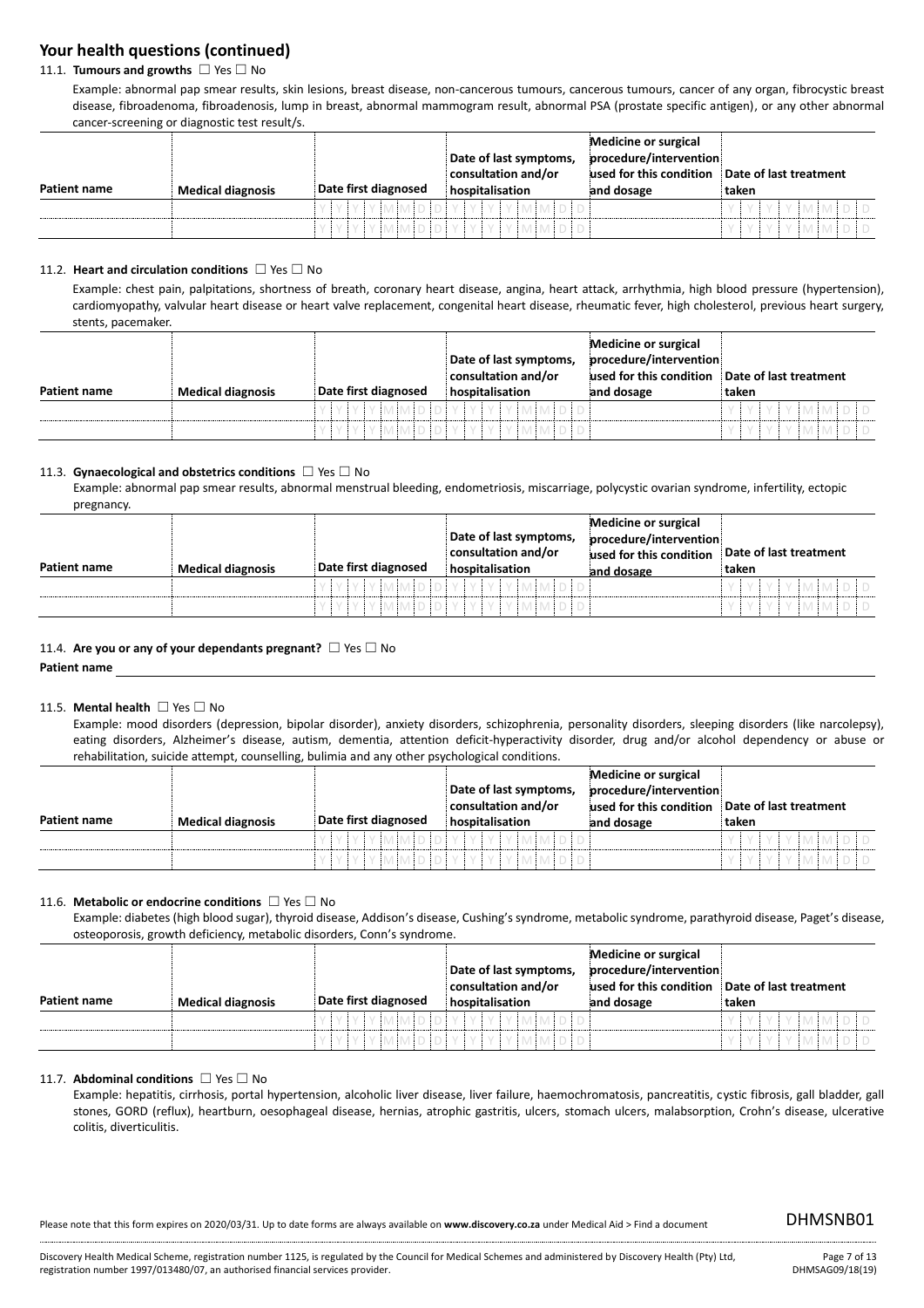## Your health questions (continued)

11.1. **Tumours and growths** ☐ Yes ☐ No

Example: abnormal pap smear results, skin lesions, breast disease, non-cancerous tumours, cancerous tumours, cancer of any organ, fibrocystic breast disease, fibroadenoma, fibroadenosis, lump in breast, abnormal mammogram result, abnormal PSA (prostate specific antigen), or any other abnormal cancer-screening or diagnostic test result/s.

| Patient name | Medical diagnosis | Date first diagnosed | Date of last symptoms, consultation and/or hospitalisation | Medicine or surgical procedure/intervention used for this condition and dosage | Date of last treatment taken |
|---|---|---|---|---|---|
| | | Y Y Y Y M M D D | Y Y Y Y M M D D | | Y Y Y Y M M D D |
| | | Y Y Y Y M M D D | Y Y Y Y M M D D | | Y Y Y Y M M D D |

11.2. **Heart and circulation conditions** ☐ Yes ☐ No

Example: chest pain, palpitations, shortness of breath, coronary heart disease, angina, heart attack, arrhythmia, high blood pressure (hypertension), cardiomyopathy, valvular heart disease or heart valve replacement, congenital heart disease, rheumatic fever, high cholesterol, previous heart surgery, stents, pacemaker.

| Patient name | Medical diagnosis | Date first diagnosed | Date of last symptoms, consultation and/or hospitalisation | Medicine or surgical procedure/intervention used for this condition and dosage | Date of last treatment taken |
|---|---|---|---|---|---|
| | | Y Y Y Y M M D D | Y Y Y Y M M D D | | Y Y Y Y M M D D |
| | | Y Y Y Y M M D D | Y Y Y Y M M D D | | Y Y Y Y M M D D |

11.3. **Gynaecological and obstetrics conditions** ☐ Yes ☐ No

Example: abnormal pap smear results, abnormal menstrual bleeding, endometriosis, miscarriage, polycystic ovarian syndrome, infertility, ectopic pregnancy.

| Patient name | Medical diagnosis | Date first diagnosed | Date of last symptoms, consultation and/or hospitalisation | Medicine or surgical procedure/intervention used for this condition and dosage | Date of last treatment taken |
|---|---|---|---|---|---|
| | | Y Y Y Y M M D D | Y Y Y Y M M D D | | Y Y Y Y M M D D |
| | | Y Y Y Y M M D D | Y Y Y Y M M D D | | Y Y Y Y M M D D |

11.4. **Are you or any of your dependants pregnant?** ☐ Yes ☐ No

**Patient name** \_\_\_\_\_\_\_\_\_\_\_\_\_\_\_\_\_\_\_\_\_\_\_\_\_\_\_\_\_\_\_\_\_\_\_\_\_\_\_\_

11.5. **Mental health** ☐ Yes ☐ No

Example: mood disorders (depression, bipolar disorder), anxiety disorders, schizophrenia, personality disorders, sleeping disorders (like narcolepsy), eating disorders, Alzheimer's disease, autism, dementia, attention deficit-hyperactivity disorder, drug and/or alcohol dependency or abuse or rehabilitation, suicide attempt, counselling, bulimia and any other psychological conditions.

| Patient name | Medical diagnosis | Date first diagnosed | Date of last symptoms, consultation and/or hospitalisation | Medicine or surgical procedure/intervention used for this condition and dosage | Date of last treatment taken |
|---|---|---|---|---|---|
| | | Y Y Y Y M M D D | Y Y Y Y M M D D | | Y Y Y Y M M D D |
| | | Y Y Y Y M M D D | Y Y Y Y M M D D | | Y Y Y Y M M D D |

11.6. **Metabolic or endocrine conditions** ☐ Yes ☐ No

Example: diabetes (high blood sugar), thyroid disease, Addison's disease, Cushing's syndrome, metabolic syndrome, parathyroid disease, Paget's disease, osteoporosis, growth deficiency, metabolic disorders, Conn's syndrome.

| Patient name | Medical diagnosis | Date first diagnosed | Date of last symptoms, consultation and/or hospitalisation | Medicine or surgical procedure/intervention used for this condition and dosage | Date of last treatment taken |
|---|---|---|---|---|---|
| | | Y Y Y Y M M D D | Y Y Y Y M M D D | | Y Y Y Y M M D D |
| | | Y Y Y Y M M D D | Y Y Y Y M M D D | | Y Y Y Y M M D D |

11.7. **Abdominal conditions** ☐ Yes ☐ No

Example: hepatitis, cirrhosis, portal hypertension, alcoholic liver disease, liver failure, haemochromatosis, pancreatitis, cystic fibrosis, gall bladder, gall stones, GORD (reflux), heartburn, oesophageal disease, hernias, atrophic gastritis, ulcers, stomach ulcers, malabsorption, Crohn's disease, ulcerative colitis, diverticulitis.

Please note that this form expires on 2020/03/31. Up to date forms are always available on **www.discovery.co.za** under Medical Aid > Find a document

DHMSNB01

Discovery Health Medical Scheme, registration number 1125, is regulated by the Council for Medical Schemes and administered by Discovery Health (Pty) Ltd, registration number 1997/013480/07, an authorised financial services provider.

DHMSAG09/18(19)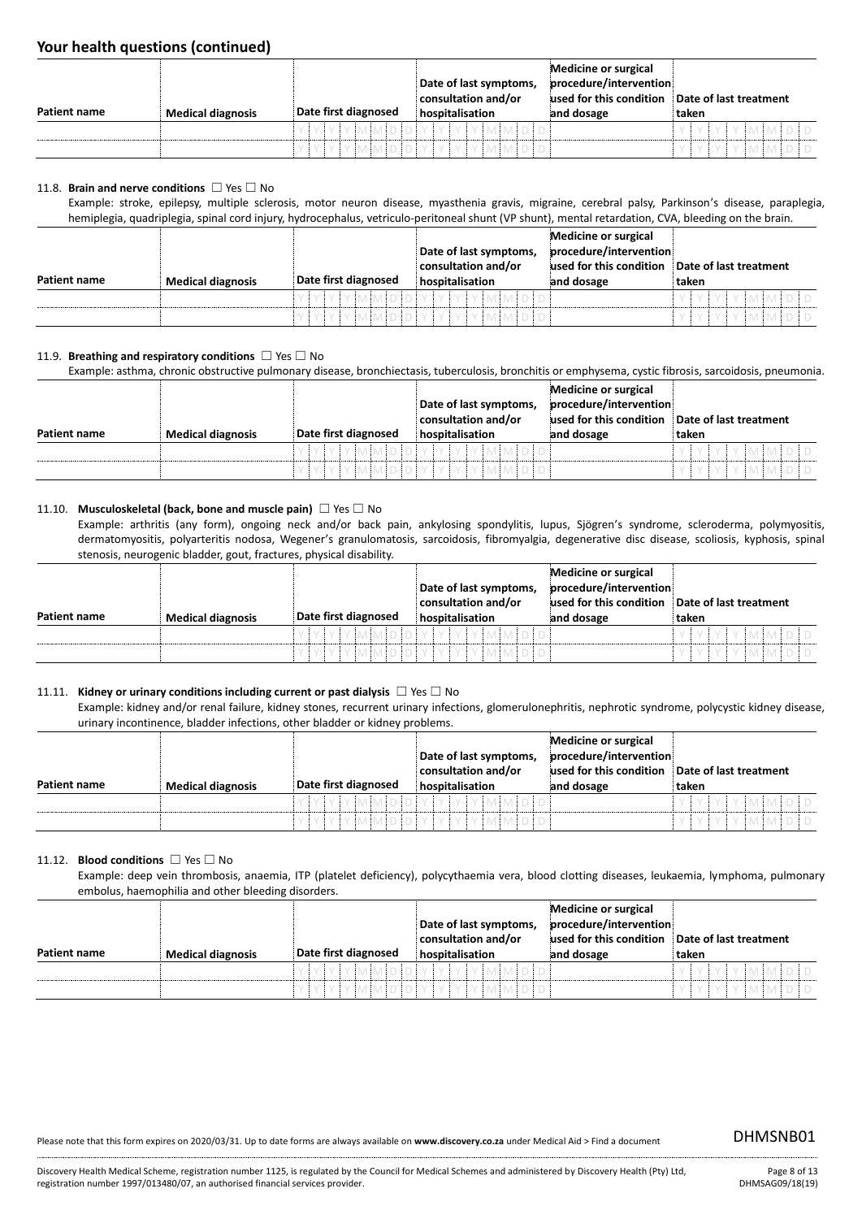## Your health questions (continued)

| Patient name | Medical diagnosis | Date first diagnosed | Date of last symptoms, consultation and/or hospitalisation | Medicine or surgical procedure/intervention used for this condition and dosage | Date of last treatment taken |
|---|---|---|---|---|---|
| | | YYYYMMDD | YYYYMMDD | | YYYYMMDD |
| | | YYYYMMDD | YYYYMMDD | | YYYYMMDD |

11.8. **Brain and nerve conditions** ☐ Yes ☐ No

Example: stroke, epilepsy, multiple sclerosis, motor neuron disease, myasthenia gravis, migraine, cerebral palsy, Parkinson's disease, paraplegia, hemiplegia, quadriplegia, spinal cord injury, hydrocephalus, vetriculo-peritoneal shunt (VP shunt), mental retardation, CVA, bleeding on the brain.

| Patient name | Medical diagnosis | Date first diagnosed | Date of last symptoms, consultation and/or hospitalisation | Medicine or surgical procedure/intervention used for this condition and dosage | Date of last treatment taken |
|---|---|---|---|---|---|
| | | YYYYMMDD | YYYYMMDD | | YYYYMMDD |
| | | YYYYMMDD | YYYYMMDD | | YYYYMMDD |

11.9. **Breathing and respiratory conditions** ☐ Yes ☐ No

Example: asthma, chronic obstructive pulmonary disease, bronchiectasis, tuberculosis, bronchitis or emphysema, cystic fibrosis, sarcoidosis, pneumonia.

| Patient name | Medical diagnosis | Date first diagnosed | Date of last symptoms, consultation and/or hospitalisation | Medicine or surgical procedure/intervention used for this condition and dosage | Date of last treatment taken |
|---|---|---|---|---|---|
| | | YYYYMMDD | YYYYMMDD | | YYYYMMDD |
| | | YYYYMMDD | YYYYMMDD | | YYYYMMDD |

11.10. **Musculoskeletal (back, bone and muscle pain)** ☐ Yes ☐ No

Example: arthritis (any form), ongoing neck and/or back pain, ankylosing spondylitis, lupus, Sjögren's syndrome, scleroderma, polymyositis, dermatomyositis, polyarteritis nodosa, Wegener's granulomatosis, sarcoidosis, fibromyalgia, degenerative disc disease, scoliosis, kyphosis, spinal stenosis, neurogenic bladder, gout, fractures, physical disability.

| Patient name | Medical diagnosis | Date first diagnosed | Date of last symptoms, consultation and/or hospitalisation | Medicine or surgical procedure/intervention used for this condition and dosage | Date of last treatment taken |
|---|---|---|---|---|---|
| | | YYYYMMDD | YYYYMMDD | | YYYYMMDD |
| | | YYYYMMDD | YYYYMMDD | | YYYYMMDD |

11.11. **Kidney or urinary conditions including current or past dialysis** ☐ Yes ☐ No

Example: kidney and/or renal failure, kidney stones, recurrent urinary infections, glomerulonephritis, nephrotic syndrome, polycystic kidney disease, urinary incontinence, bladder infections, other bladder or kidney problems.

| Patient name | Medical diagnosis | Date first diagnosed | Date of last symptoms, consultation and/or hospitalisation | Medicine or surgical procedure/intervention used for this condition and dosage | Date of last treatment taken |
|---|---|---|---|---|---|
| | | YYYYMMDD | YYYYMMDD | | YYYYMMDD |
| | | YYYYMMDD | YYYYMMDD | | YYYYMMDD |

11.12. **Blood conditions** ☐ Yes ☐ No

Example: deep vein thrombosis, anaemia, ITP (platelet deficiency), polycythaemia vera, blood clotting diseases, leukaemia, lymphoma, pulmonary embolus, haemophilia and other bleeding disorders.

| Patient name | Medical diagnosis | Date first diagnosed | Date of last symptoms, consultation and/or hospitalisation | Medicine or surgical procedure/intervention used for this condition and dosage | Date of last treatment taken |
|---|---|---|---|---|---|
| | | YYYYMMDD | YYYYMMDD | | YYYYMMDD |
| | | YYYYMMDD | YYYYMMDD | | YYYYMMDD |

Please note that this form expires on 2020/03/31. Up to date forms are always available on **www.discovery.co.za** under Medical Aid > Find a document

DHMSNB01

Discovery Health Medical Scheme, registration number 1125, is regulated by the Council for Medical Schemes and administered by Discovery Health (Pty) Ltd, registration number 1997/013480/07, an authorised financial services provider.

DHMSAG09/18(19)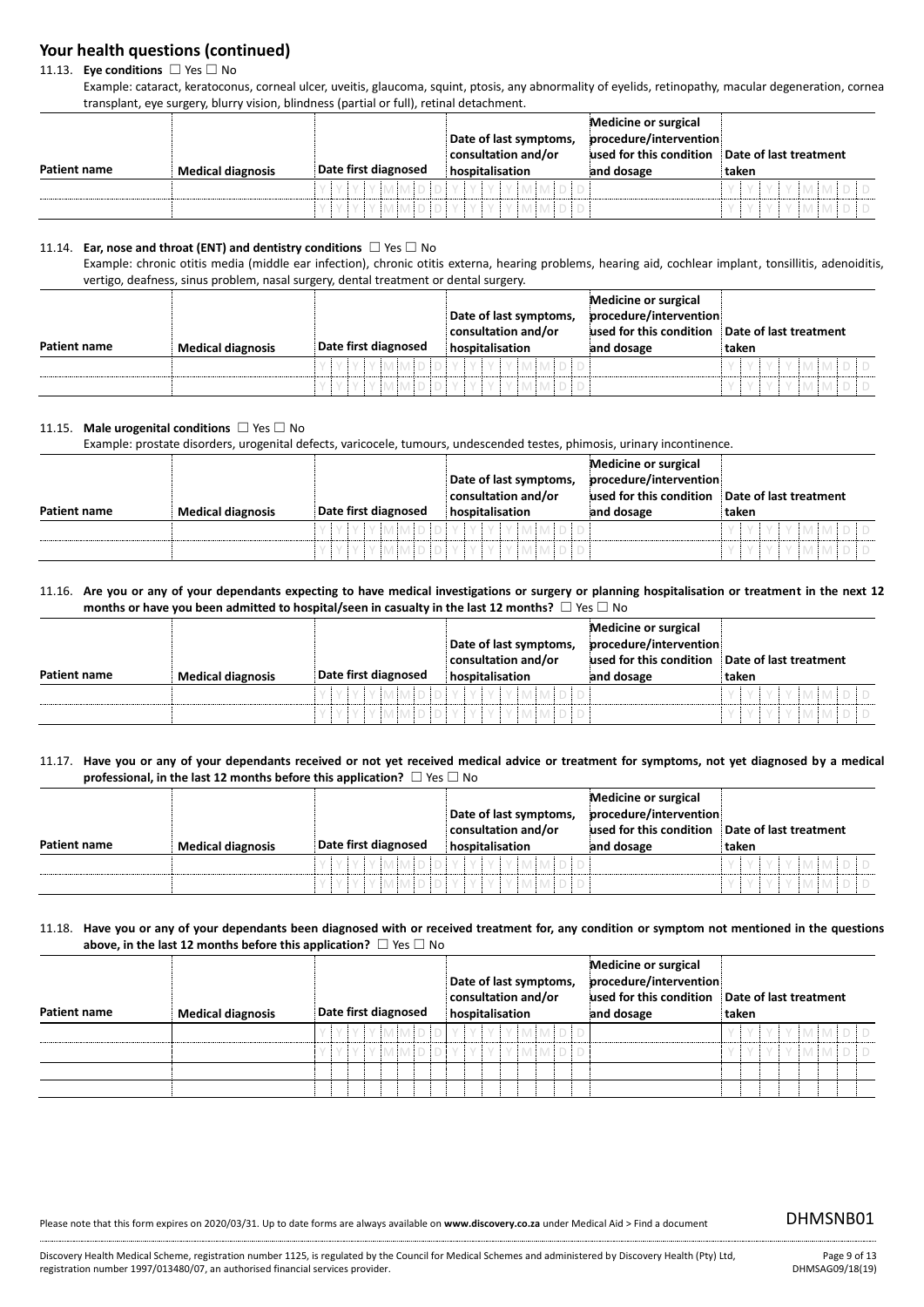## Your health questions (continued)

11.13. **Eye conditions** ☐ Yes ☐ No

Example: cataract, keratoconus, corneal ulcer, uveitis, glaucoma, squint, ptosis, any abnormality of eyelids, retinopathy, macular degeneration, cornea transplant, eye surgery, blurry vision, blindness (partial or full), retinal detachment.

| Patient name | Medical diagnosis | Date first diagnosed | Date of last symptoms, consultation and/or hospitalisation | Medicine or surgical procedure/intervention used for this condition and dosage | Date of last treatment taken |
|---|---|---|---|---|---|
| | | YYYYMMDD | YYYYMMDD | | YYYYMMDD |
| | | YYYYMMDD | YYYYMMDD | | YYYYMMDD |

11.14. **Ear, nose and throat (ENT) and dentistry conditions** ☐ Yes ☐ No

Example: chronic otitis media (middle ear infection), chronic otitis externa, hearing problems, hearing aid, cochlear implant, tonsillitis, adenoiditis, vertigo, deafness, sinus problem, nasal surgery, dental treatment or dental surgery.

| Patient name | Medical diagnosis | Date first diagnosed | Date of last symptoms, consultation and/or hospitalisation | Medicine or surgical procedure/intervention used for this condition and dosage | Date of last treatment taken |
|---|---|---|---|---|---|
| | | YYYYMMDD | YYYYMMDD | | YYYYMMDD |
| | | YYYYMMDD | YYYYMMDD | | YYYYMMDD |

11.15. **Male urogenital conditions** ☐ Yes ☐ No

Example: prostate disorders, urogenital defects, varicocele, tumours, undescended testes, phimosis, urinary incontinence.

| Patient name | Medical diagnosis | Date first diagnosed | Date of last symptoms, consultation and/or hospitalisation | Medicine or surgical procedure/intervention used for this condition and dosage | Date of last treatment taken |
|---|---|---|---|---|---|
| | | YYYYMMDD | YYYYMMDD | | YYYYMMDD |
| | | YYYYMMDD | YYYYMMDD | | YYYYMMDD |

11.16. **Are you or any of your dependants expecting to have medical investigations or surgery or planning hospitalisation or treatment in the next 12 months or have you been admitted to hospital/seen in casualty in the last 12 months?** ☐ Yes ☐ No

| Patient name | Medical diagnosis | Date first diagnosed | Date of last symptoms, consultation and/or hospitalisation | Medicine or surgical procedure/intervention used for this condition and dosage | Date of last treatment taken |
|---|---|---|---|---|---|
| | | YYYYMMDD | YYYYMMDD | | YYYYMMDD |
| | | YYYYMMDD | YYYYMMDD | | YYYYMMDD |

11.17. **Have you or any of your dependants received or not yet received medical advice or treatment for symptoms, not yet diagnosed by a medical professional, in the last 12 months before this application?** ☐ Yes ☐ No

| Patient name | Medical diagnosis | Date first diagnosed | Date of last symptoms, consultation and/or hospitalisation | Medicine or surgical procedure/intervention used for this condition and dosage | Date of last treatment taken |
|---|---|---|---|---|---|
| | | YYYYMMDD | YYYYMMDD | | YYYYMMDD |
| | | YYYYMMDD | YYYYMMDD | | YYYYMMDD |

11.18. **Have you or any of your dependants been diagnosed with or received treatment for, any condition or symptom not mentioned in the questions above, in the last 12 months before this application?** ☐ Yes ☐ No

| Patient name | Medical diagnosis | Date first diagnosed | Date of last symptoms, consultation and/or hospitalisation | Medicine or surgical procedure/intervention used for this condition and dosage | Date of last treatment taken |
|---|---|---|---|---|---|
| | | YYYYMMDD | YYYYMMDD | | YYYYMMDD |
| | | YYYYMMDD | YYYYMMDD | | YYYYMMDD |
| | | | | | |
| | | | | | |

Please note that this form expires on 2020/03/31. Up to date forms are always available on **www.discovery.co.za** under Medical Aid > Find a document

DHMSNB01

Discovery Health Medical Scheme, registration number 1125, is regulated by the Council for Medical Schemes and administered by Discovery Health (Pty) Ltd, registration number 1997/013480/07, an authorised financial services provider.

DHMSAG09/18(19)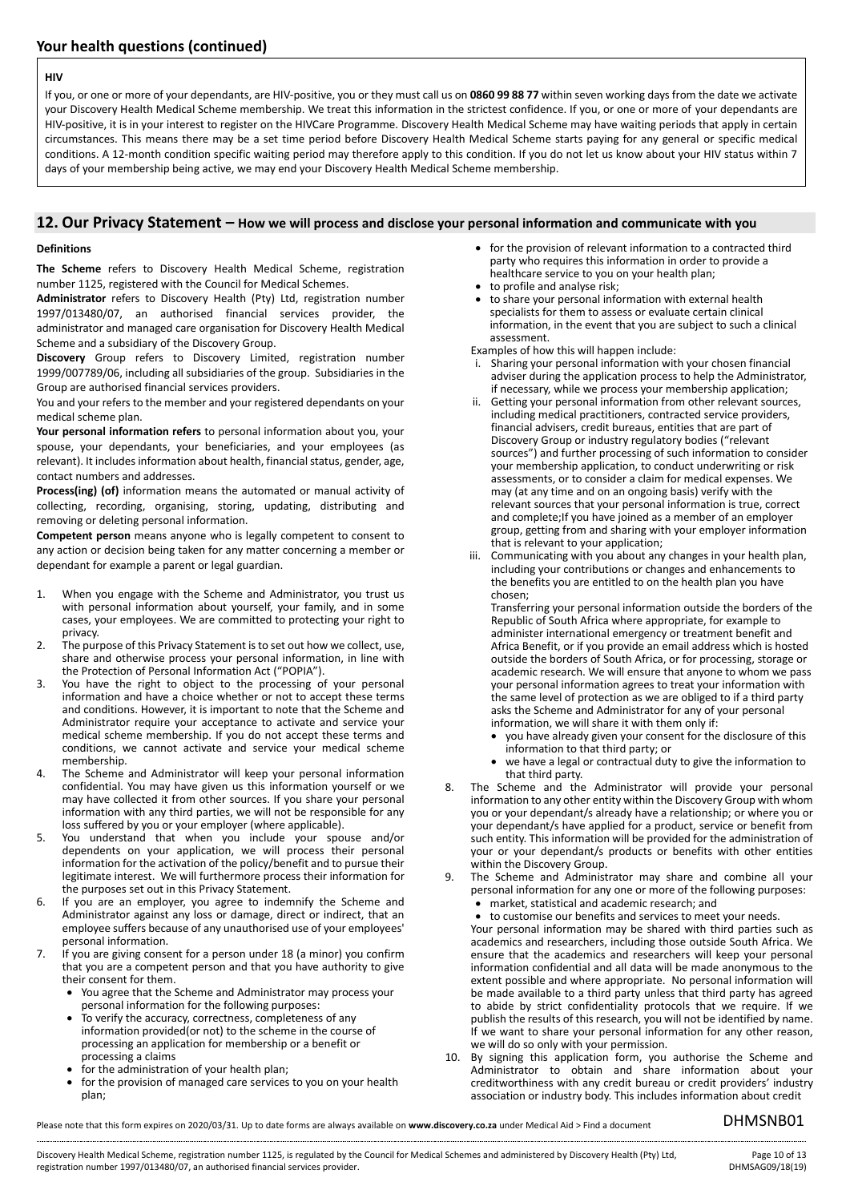## Your health questions (continued)

**HIV**

If you, or one or more of your dependants, are HIV-positive, you or they must call us on **0860 99 88 77** within seven working days from the date we activate your Discovery Health Medical Scheme membership. We treat this information in the strictest confidence. If you, or one or more of your dependants are HIV-positive, it is in your interest to register on the HIVCare Programme. Discovery Health Medical Scheme may have waiting periods that apply in certain circumstances. This means there may be a set time period before Discovery Health Medical Scheme starts paying for any general or specific medical conditions. A 12-month condition specific waiting period may therefore apply to this condition. If you do not let us know about your HIV status within 7 days of your membership being active, we may end your Discovery Health Medical Scheme membership.

## 12. Our Privacy Statement – How we will process and disclose your personal information and communicate with you

**Definitions**

**The Scheme** refers to Discovery Health Medical Scheme, registration number 1125, registered with the Council for Medical Schemes.

**Administrator** refers to Discovery Health (Pty) Ltd, registration number 1997/013480/07, an authorised financial services provider, the administrator and managed care organisation for Discovery Health Medical Scheme and a subsidiary of the Discovery Group.

**Discovery** Group refers to Discovery Limited, registration number 1999/007789/06, including all subsidiaries of the group. Subsidiaries in the Group are authorised financial services providers.

You and your refers to the member and your registered dependants on your medical scheme plan.

**Your personal information refers** to personal information about you, your spouse, your dependants, your beneficiaries, and your employees (as relevant). It includes information about health, financial status, gender, age, contact numbers and addresses.

**Process(ing) (of)** information means the automated or manual activity of collecting, recording, organising, storing, updating, distributing and removing or deleting personal information.

**Competent person** means anyone who is legally competent to consent to any action or decision being taken for any matter concerning a member or dependant for example a parent or legal guardian.

1. When you engage with the Scheme and Administrator, you trust us with personal information about yourself, your family, and in some cases, your employees. We are committed to protecting your right to privacy.
2. The purpose of this Privacy Statement is to set out how we collect, use, share and otherwise process your personal information, in line with the Protection of Personal Information Act ("POPIA").
3. You have the right to object to the processing of your personal information and have a choice whether or not to accept these terms and conditions. However, it is important to note that the Scheme and Administrator require your acceptance to activate and service your medical scheme membership. If you do not accept these terms and conditions, we cannot activate and service your medical scheme membership.
4. The Scheme and Administrator will keep your personal information confidential. You may have given us this information yourself or we may have collected it from other sources. If you share your personal information with any third parties, we will not be responsible for any loss suffered by you or your employer (where applicable).
5. You understand that when you include your spouse and/or dependents on your application, we will process their personal information for the activation of the policy/benefit and to pursue their legitimate interest. We will furthermore process their information for the purposes set out in this Privacy Statement.
6. If you are an employer, you agree to indemnify the Scheme and Administrator against any loss or damage, direct or indirect, that an employee suffers because of any unauthorised use of your employees' personal information.
7. If you are giving consent for a person under 18 (a minor) you confirm that you are a competent person and that you have authority to give their consent for them.
   - You agree that the Scheme and Administrator may process your personal information for the following purposes:
   - To verify the accuracy, correctness, completeness of any information provided(or not) to the scheme in the course of processing an application for membership or a benefit or processing a claims
   - for the administration of your health plan;
   - for the provision of managed care services to you on your health plan;
   - for the provision of relevant information to a contracted third party who requires this information in order to provide a healthcare service to you on your health plan;
   - to profile and analyse risk;
   - to share your personal information with external health specialists for them to assess or evaluate certain clinical information, in the event that you are subject to such a clinical assessment.

   Examples of how this will happen include:

   i. Sharing your personal information with your chosen financial adviser during the application process to help the Administrator, if necessary, while we process your membership application;
   ii. Getting your personal information from other relevant sources, including medical practitioners, contracted service providers, financial advisers, credit bureaus, entities that are part of Discovery Group or industry regulatory bodies ("relevant sources") and further processing of such information to consider your membership application, to conduct underwriting or risk assessments, or to consider a claim for medical expenses. We may (at any time and on an ongoing basis) verify with the relevant sources that your personal information is true, correct and complete;If you have joined as a member of an employer group, getting from and sharing with your employer information that is relevant to your application;
   iii. Communicating with you about any changes in your health plan, including your contributions or changes and enhancements to the benefits you are entitled to on the health plan you have chosen;

   Transferring your personal information outside the borders of the Republic of South Africa where appropriate, for example to administer international emergency or treatment benefit and Africa Benefit, or if you provide an email address which is hosted outside the borders of South Africa, or for processing, storage or academic research. We will ensure that anyone to whom we pass your personal information agrees to treat your information with the same level of protection as we are obliged to if a third party asks the Scheme and Administrator for any of your personal information, we will share it with them only if:
   - you have already given your consent for the disclosure of this information to that third party; or
   - we have a legal or contractual duty to give the information to that third party.
8. The Scheme and the Administrator will provide your personal information to any other entity within the Discovery Group with whom you or your dependant/s already have a relationship; or where you or your dependant/s have applied for a product, service or benefit from such entity. This information will be provided for the administration of your or your dependant/s products or benefits with other entities within the Discovery Group.
9. The Scheme and Administrator may share and combine all your personal information for any one or more of the following purposes:
   - market, statistical and academic research; and
   - to customise our benefits and services to meet your needs.

   Your personal information may be shared with third parties such as academics and researchers, including those outside South Africa. We ensure that the academics and researchers will keep your personal information confidential and all data will be made anonymous to the extent possible and where appropriate. No personal information will be made available to a third party unless that third party has agreed to abide by strict confidentiality protocols that we require. If we publish the results of this research, you will not be identified by name. If we want to share your personal information for any other reason, we will do so only with your permission.
10. By signing this application form, you authorise the Scheme and Administrator to obtain and share information about your creditworthiness with any credit bureau or credit providers' industry association or industry body. This includes information about credit

Please note that this form expires on 2020/03/31. Up to date forms are always available on **www.discovery.co.za** under Medical Aid > Find a document

DHMSNB01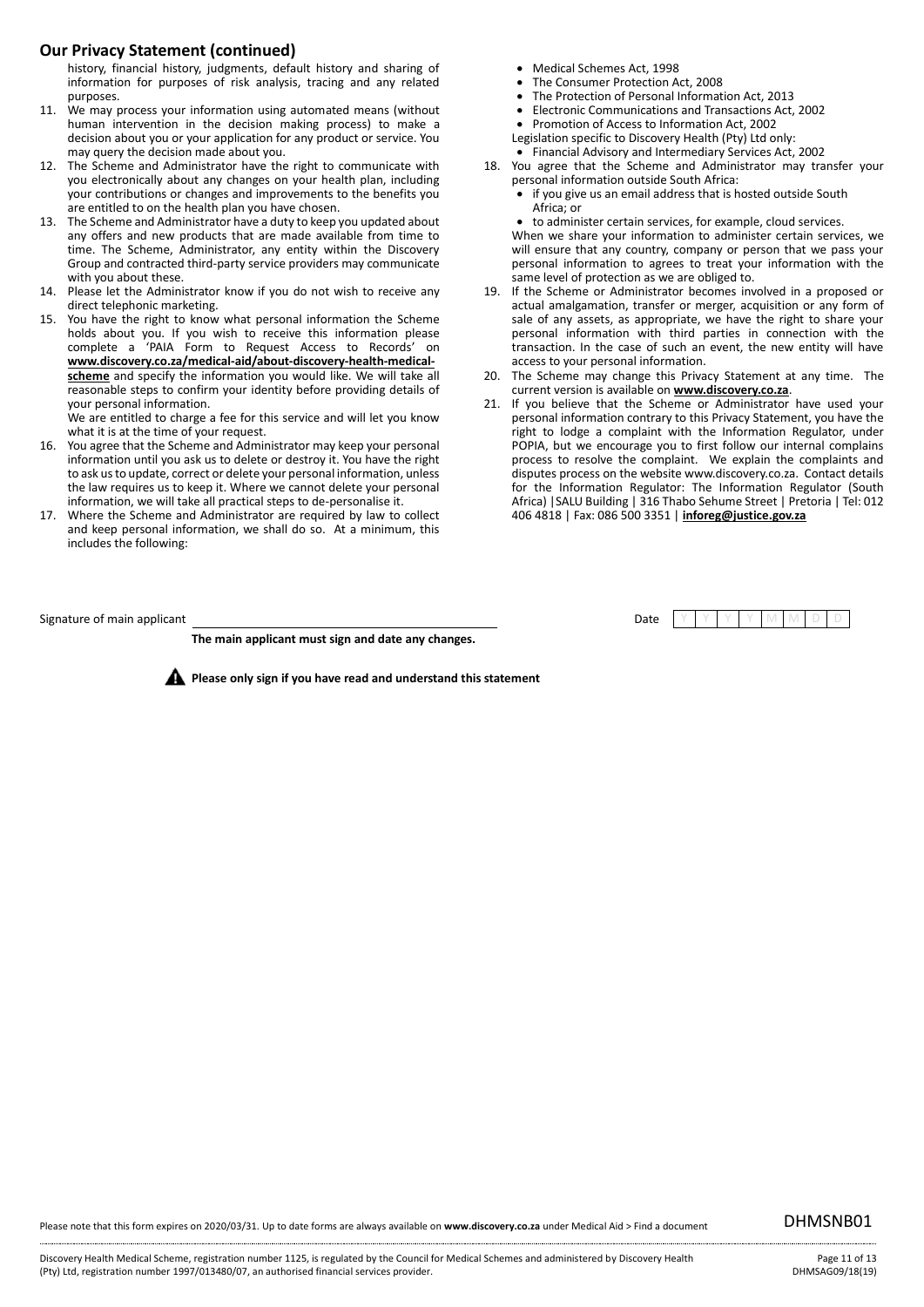## Our Privacy Statement (continued)

history, financial history, judgments, default history and sharing of information for purposes of risk analysis, tracing and any related purposes.

11. We may process your information using automated means (without human intervention in the decision making process) to make a decision about you or your application for any product or service. You may query the decision made about you.
12. The Scheme and Administrator have the right to communicate with you electronically about any changes on your health plan, including your contributions or changes and improvements to the benefits you are entitled to on the health plan you have chosen.
13. The Scheme and Administrator have a duty to keep you updated about any offers and new products that are made available from time to time. The Scheme, Administrator, any entity within the Discovery Group and contracted third-party service providers may communicate with you about these.
14. Please let the Administrator know if you do not wish to receive any direct telephonic marketing.
15. You have the right to know what personal information the Scheme holds about you. If you wish to receive this information please complete a 'PAIA Form to Request Access to Records' on **www.discovery.co.za/medical-aid/about-discovery-health-medical-scheme** and specify the information you would like. We will take all reasonable steps to confirm your identity before providing details of your personal information.

    We are entitled to charge a fee for this service and will let you know what it is at the time of your request.
16. You agree that the Scheme and Administrator may keep your personal information until you ask us to delete or destroy it. You have the right to ask us to update, correct or delete your personal information, unless the law requires us to keep it. Where we cannot delete your personal information, we will take all practical steps to de-personalise it.
17. Where the Scheme and Administrator are required by law to collect and keep personal information, we shall do so. At a minimum, this includes the following:
    - Medical Schemes Act, 1998
    - The Consumer Protection Act, 2008
    - The Protection of Personal Information Act, 2013
    - Electronic Communications and Transactions Act, 2002
    - Promotion of Access to Information Act, 2002

    Legislation specific to Discovery Health (Pty) Ltd only:
    - Financial Advisory and Intermediary Services Act, 2002
18. You agree that the Scheme and Administrator may transfer your personal information outside South Africa:
    - if you give us an email address that is hosted outside South Africa; or
    - to administer certain services, for example, cloud services.

    When we share your information to administer certain services, we will ensure that any country, company or person that we pass your personal information to agrees to treat your information with the same level of protection as we are obliged to.
19. If the Scheme or Administrator becomes involved in a proposed or actual amalgamation, transfer or merger, acquisition or any form of sale of any assets, as appropriate, we have the right to share your personal information with third parties in connection with the transaction. In the case of such an event, the new entity will have access to your personal information.
20. The Scheme may change this Privacy Statement at any time. The current version is available on **www.discovery.co.za**.
21. If you believe that the Scheme or Administrator have used your personal information contrary to this Privacy Statement, you have the right to lodge a complaint with the Information Regulator, under POPIA, but we encourage you to first follow our internal complains process to resolve the complaint. We explain the complaints and disputes process on the website www.discovery.co.za. Contact details for the Information Regulator: The Information Regulator (South Africa) |SALU Building | 316 Thabo Sehume Street | Pretoria | Tel: 012 406 4818 | Fax: 086 500 3351 | **inforeg@justice.gov.za**

Signature of main applicant ______________________________ Date | Y | Y | Y | Y | M | M | D | D |

**The main applicant must sign and date any changes.**

**Please only sign if you have read and understand this statement**

Please note that this form expires on 2020/03/31. Up to date forms are always available on **www.discovery.co.za** under Medical Aid > Find a document

DHMSNB01

Discovery Health Medical Scheme, registration number 1125, is regulated by the Council for Medical Schemes and administered by Discovery Health (Pty) Ltd, registration number 1997/013480/07, an authorised financial services provider.

DHMSAG09/18(19)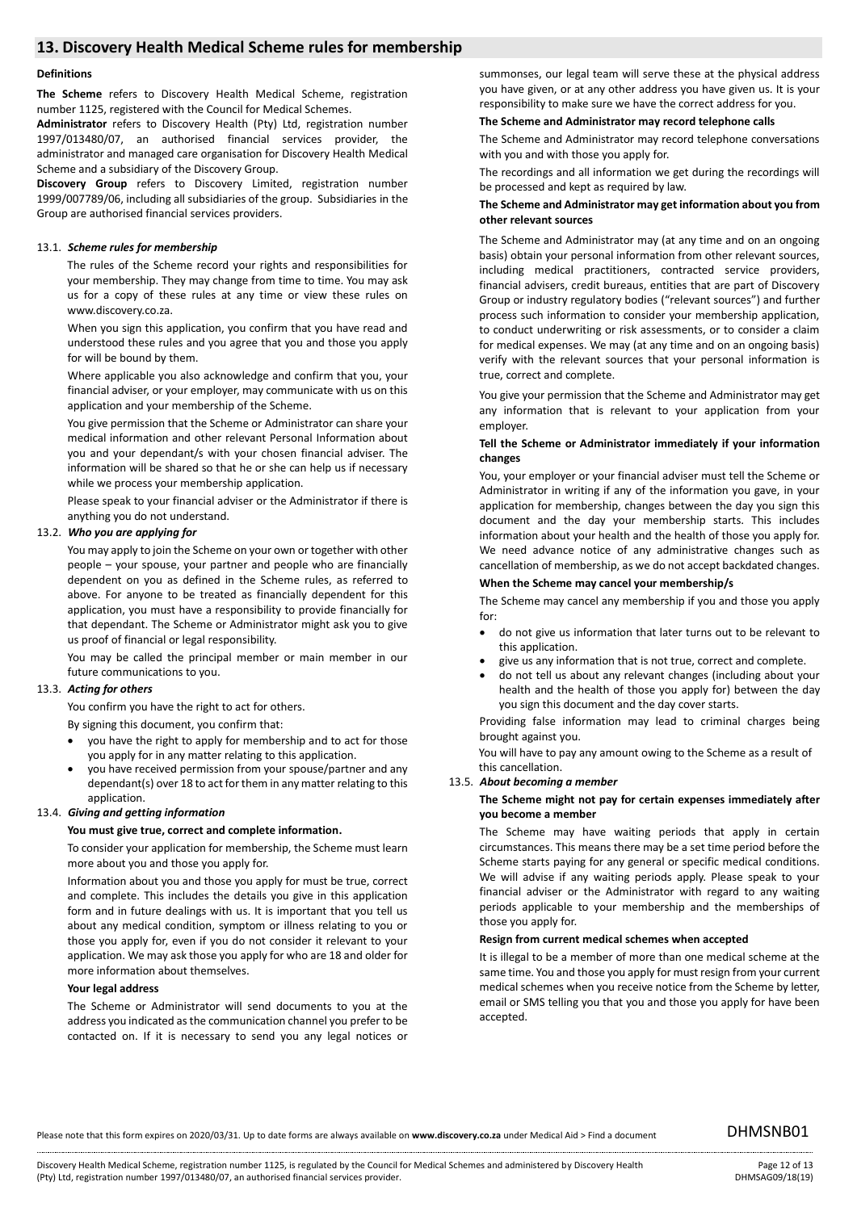## 13. Discovery Health Medical Scheme rules for membership

**Definitions**

**The Scheme** refers to Discovery Health Medical Scheme, registration number 1125, registered with the Council for Medical Schemes.

**Administrator** refers to Discovery Health (Pty) Ltd, registration number 1997/013480/07, an authorised financial services provider, the administrator and managed care organisation for Discovery Health Medical Scheme and a subsidiary of the Discovery Group.

**Discovery Group** refers to Discovery Limited, registration number 1999/007789/06, including all subsidiaries of the group. Subsidiaries in the Group are authorised financial services providers.

### 13.1. *Scheme rules for membership*

The rules of the Scheme record your rights and responsibilities for your membership. They may change from time to time. You may ask us for a copy of these rules at any time or view these rules on www.discovery.co.za.

When you sign this application, you confirm that you have read and understood these rules and you agree that you and those you apply for will be bound by them.

Where applicable you also acknowledge and confirm that you, your financial adviser, or your employer, may communicate with us on this application and your membership of the Scheme.

You give permission that the Scheme or Administrator can share your medical information and other relevant Personal Information about you and your dependant/s with your chosen financial adviser. The information will be shared so that he or she can help us if necessary while we process your membership application.

Please speak to your financial adviser or the Administrator if there is anything you do not understand.

### 13.2. *Who you are applying for*

You may apply to join the Scheme on your own or together with other people – your spouse, your partner and people who are financially dependent on you as defined in the Scheme rules, as referred to above. For anyone to be treated as financially dependent for this application, you must have a responsibility to provide financially for that dependant. The Scheme or Administrator might ask you to give us proof of financial or legal responsibility.

You may be called the principal member or main member in our future communications to you.

### 13.3. *Acting for others*

You confirm you have the right to act for others.

By signing this document, you confirm that:

- you have the right to apply for membership and to act for those you apply for in any matter relating to this application.
- you have received permission from your spouse/partner and any dependant(s) over 18 to act for them in any matter relating to this application.

### 13.4. *Giving and getting information*

**You must give true, correct and complete information.**

To consider your application for membership, the Scheme must learn more about you and those you apply for.

Information about you and those you apply for must be true, correct and complete. This includes the details you give in this application form and in future dealings with us. It is important that you tell us about any medical condition, symptom or illness relating to you or those you apply for, even if you do not consider it relevant to your application. We may ask those you apply for who are 18 and older for more information about themselves.

**Your legal address**

The Scheme or Administrator will send documents to you at the address you indicated as the communication channel you prefer to be contacted on. If it is necessary to send you any legal notices or summonses, our legal team will serve these at the physical address you have given, or at any other address you have given us. It is your responsibility to make sure we have the correct address for you.

**The Scheme and Administrator may record telephone calls**

The Scheme and Administrator may record telephone conversations with you and with those you apply for.

The recordings and all information we get during the recordings will be processed and kept as required by law.

**The Scheme and Administrator may get information about you from other relevant sources**

The Scheme and Administrator may (at any time and on an ongoing basis) obtain your personal information from other relevant sources, including medical practitioners, contracted service providers, financial advisers, credit bureaus, entities that are part of Discovery Group or industry regulatory bodies ("relevant sources") and further process such information to consider your membership application, to conduct underwriting or risk assessments, or to consider a claim for medical expenses. We may (at any time and on an ongoing basis) verify with the relevant sources that your personal information is true, correct and complete.

You give your permission that the Scheme and Administrator may get any information that is relevant to your application from your employer.

**Tell the Scheme or Administrator immediately if your information changes**

You, your employer or your financial adviser must tell the Scheme or Administrator in writing if any of the information you gave, in your application for membership, changes between the day you sign this document and the day your membership starts. This includes information about your health and the health of those you apply for. We need advance notice of any administrative changes such as cancellation of membership, as we do not accept backdated changes.

**When the Scheme may cancel your membership/s**

The Scheme may cancel any membership if you and those you apply for:

- do not give us information that later turns out to be relevant to this application.
- give us any information that is not true, correct and complete.
- do not tell us about any relevant changes (including about your health and the health of those you apply for) between the day you sign this document and the day cover starts.

Providing false information may lead to criminal charges being brought against you.

You will have to pay any amount owing to the Scheme as a result of this cancellation.

### 13.5. *About becoming a member*

**The Scheme might not pay for certain expenses immediately after you become a member**

The Scheme may have waiting periods that apply in certain circumstances. This means there may be a set time period before the Scheme starts paying for any general or specific medical conditions. We will advise if any waiting periods apply. Please speak to your financial adviser or the Administrator with regard to any waiting periods applicable to your membership and the memberships of those you apply for.

**Resign from current medical schemes when accepted**

It is illegal to be a member of more than one medical scheme at the same time. You and those you apply for must resign from your current medical schemes when you receive notice from the Scheme by letter, email or SMS telling you that you and those you apply for have been accepted.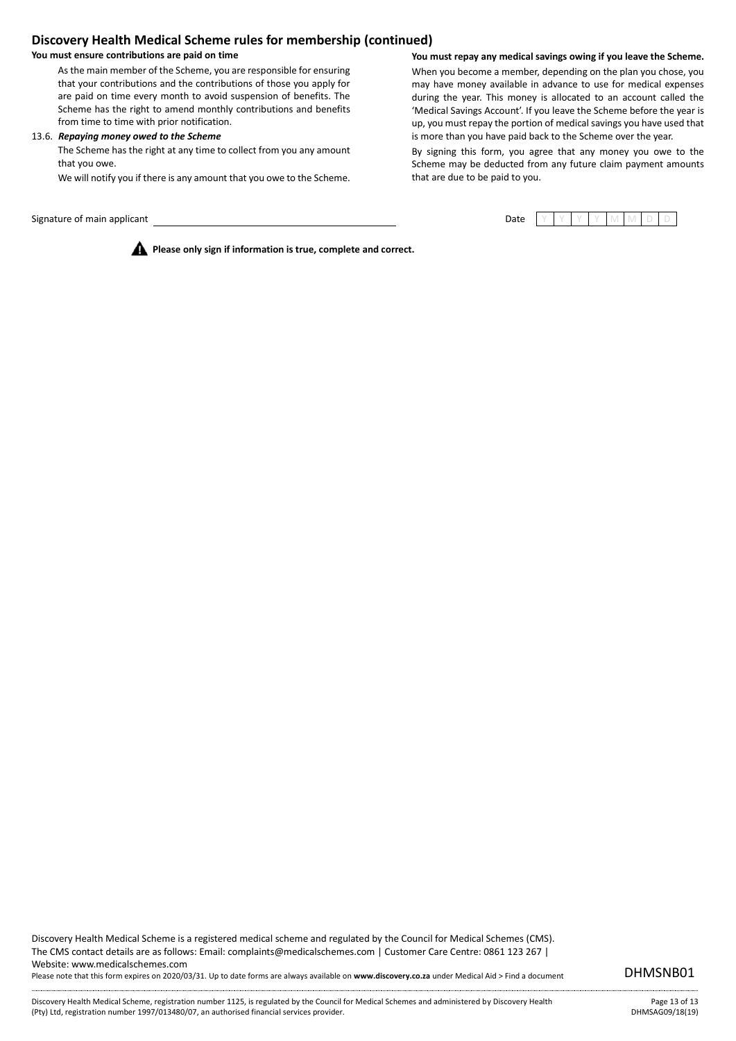## Discovery Health Medical Scheme rules for membership (continued)

**You must ensure contributions are paid on time**

As the main member of the Scheme, you are responsible for ensuring that your contributions and the contributions of those you apply for are paid on time every month to avoid suspension of benefits. The Scheme has the right to amend monthly contributions and benefits from time to time with prior notification.

13.6. ***Repaying money owed to the Scheme***

The Scheme has the right at any time to collect from you any amount that you owe.

We will notify you if there is any amount that you owe to the Scheme.

**You must repay any medical savings owing if you leave the Scheme.**

When you become a member, depending on the plan you chose, you may have money available in advance to use for medical expenses during the year. This money is allocated to an account called the 'Medical Savings Account'. If you leave the Scheme before the year is up, you must repay the portion of medical savings you have used that is more than you have paid back to the Scheme over the year.

By signing this form, you agree that any money you owe to the Scheme may be deducted from any future claim payment amounts that are due to be paid to you.

Signature of main applicant ______________________________ Date | Y | Y | Y | Y | M | M | D | D |

**Please only sign if information is true, complete and correct.**

Discovery Health Medical Scheme is a registered medical scheme and regulated by the Council for Medical Schemes (CMS).
The CMS contact details are as follows: Email: complaints@medicalschemes.com | Customer Care Centre: 0861 123 267 | Website: www.medicalschemes.com

Please note that this form expires on 2020/03/31. Up to date forms are always available on **www.discovery.co.za** under Medical Aid > Find a document

DHMSNB01

Discovery Health Medical Scheme, registration number 1125, is regulated by the Council for Medical Schemes and administered by Discovery Health (Pty) Ltd, registration number 1997/013480/07, an authorised financial services provider.

DHMSAG09/18(19)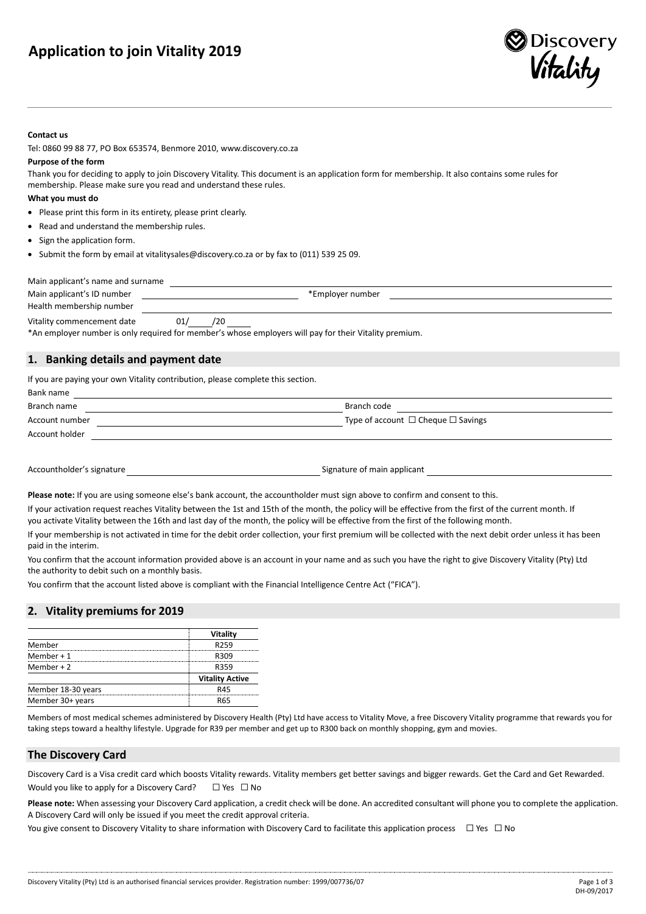# Application to join Vitality 2019

**Contact us**

Tel: 0860 99 88 77, PO Box 653574, Benmore 2010, www.discovery.co.za

**Purpose of the form**

Thank you for deciding to apply to join Discovery Vitality. This document is an application form for membership. It also contains some rules for membership. Please make sure you read and understand these rules.

**What you must do**

- Please print this form in its entirety, please print clearly.
- Read and understand the membership rules.
- Sign the application form.
- Submit the form by email at vitalitysales@discovery.co.za or by fax to (011) 539 25 09.

Main applicant's name and surname ____________________

Main applicant's ID number ____________________ *Employer number ____________________

Health membership number ____________________

Vitality commencement date 01/____/20____

*An employer number is only required for member's whose employers will pay for their Vitality premium.

## 1. Banking details and payment date

If you are paying your own Vitality contribution, please complete this section.

Bank name ____________________

Branch name ____________________ Branch code ____________________

Account number ____________________ Type of account ☐ Cheque ☐ Savings

Account holder ____________________

Accountholder's signature ____________________ Signature of main applicant ____________________

**Please note:** If you are using someone else's bank account, the accountholder must sign above to confirm and consent to this.

If your activation request reaches Vitality between the 1st and 15th of the month, the policy will be effective from the first of the current month. If you activate Vitality between the 16th and last day of the month, the policy will be effective from the first of the following month.

If your membership is not activated in time for the debit order collection, your first premium will be collected with the next debit order unless it has been paid in the interim.

You confirm that the account information provided above is an account in your name and as such you have the right to give Discovery Vitality (Pty) Ltd the authority to debit such on a monthly basis.

You confirm that the account listed above is compliant with the Financial Intelligence Centre Act ("FICA").

## 2. Vitality premiums for 2019

| | Vitality |
|---|---|
| Member | R259 |
| Member + 1 | R309 |
| Member + 2 | R359 |
| | **Vitality Active** |
| Member 18-30 years | R45 |
| Member 30+ years | R65 |

Members of most medical schemes administered by Discovery Health (Pty) Ltd have access to Vitality Move, a free Discovery Vitality programme that rewards you for taking steps toward a healthy lifestyle. Upgrade for R39 per member and get up to R300 back on monthly shopping, gym and movies.

## The Discovery Card

Discovery Card is a Visa credit card which boosts Vitality rewards. Vitality members get better savings and bigger rewards. Get the Card and Get Rewarded.

Would you like to apply for a Discovery Card? ☐ Yes ☐ No

**Please note:** When assessing your Discovery Card application, a credit check will be done. An accredited consultant will phone you to complete the application. A Discovery Card will only be issued if you meet the credit approval criteria.

You give consent to Discovery Vitality to share information with Discovery Card to facilitate this application process ☐ Yes ☐ No

Discovery Vitality (Pty) Ltd is an authorised financial services provider. Registration number: 1999/007736/07

DH-09/2017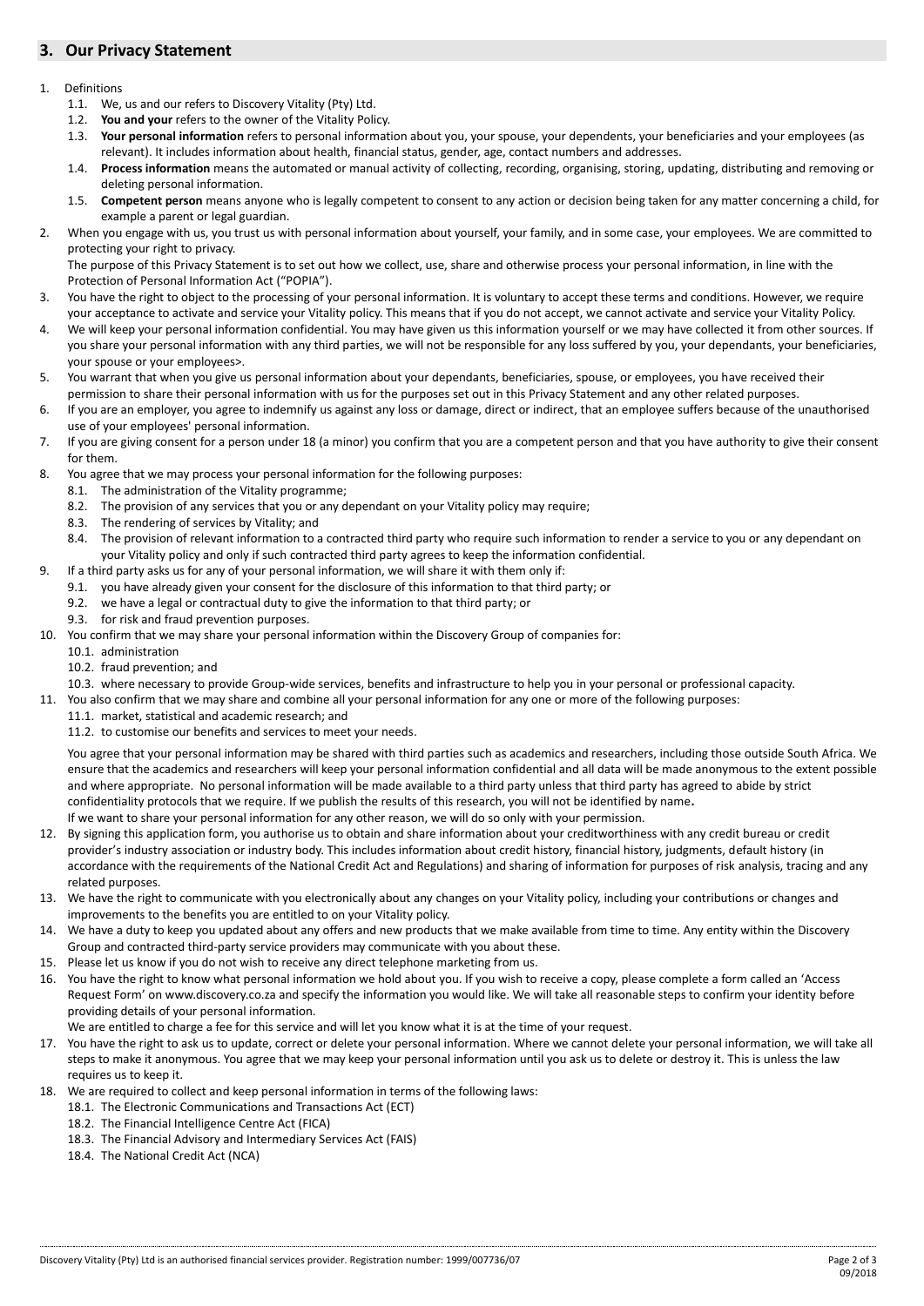## 3. Our Privacy Statement

1. Definitions
   1.1. We, us and our refers to Discovery Vitality (Pty) Ltd.
   1.2. **You and your** refers to the owner of the Vitality Policy.
   1.3. **Your personal information** refers to personal information about you, your spouse, your dependents, your beneficiaries and your employees (as relevant). It includes information about health, financial status, gender, age, contact numbers and addresses.
   1.4. **Process information** means the automated or manual activity of collecting, recording, organising, storing, updating, distributing and removing or deleting personal information.
   1.5. **Competent person** means anyone who is legally competent to consent to any action or decision being taken for any matter concerning a child, for example a parent or legal guardian.
2. When you engage with us, you trust us with personal information about yourself, your family, and in some case, your employees. We are committed to protecting your right to privacy.
   The purpose of this Privacy Statement is to set out how we collect, use, share and otherwise process your personal information, in line with the Protection of Personal Information Act ("POPIA").
3. You have the right to object to the processing of your personal information. It is voluntary to accept these terms and conditions. However, we require your acceptance to activate and service your Vitality policy. This means that if you do not accept, we cannot activate and service your Vitality Policy.
4. We will keep your personal information confidential. You may have given us this information yourself or we may have collected it from other sources. If you share your personal information with any third parties, we will not be responsible for any loss suffered by you, your dependants, your beneficiaries, your spouse or your employees>.
5. You warrant that when you give us personal information about your dependants, beneficiaries, spouse, or employees, you have received their permission to share their personal information with us for the purposes set out in this Privacy Statement and any other related purposes.
6. If you are an employer, you agree to indemnify us against any loss or damage, direct or indirect, that an employee suffers because of the unauthorised use of your employees' personal information.
7. If you are giving consent for a person under 18 (a minor) you confirm that you are a competent person and that you have authority to give their consent for them.
8. You agree that we may process your personal information for the following purposes:
   8.1. The administration of the Vitality programme;
   8.2. The provision of any services that you or any dependant on your Vitality policy may require;
   8.3. The rendering of services by Vitality; and
   8.4. The provision of relevant information to a contracted third party who require such information to render a service to you or any dependant on your Vitality policy and only if such contracted third party agrees to keep the information confidential.
9. If a third party asks us for any of your personal information, we will share it with them only if:
   9.1. you have already given your consent for the disclosure of this information to that third party; or
   9.2. we have a legal or contractual duty to give the information to that third party; or
   9.3. for risk and fraud prevention purposes.
10. You confirm that we may share your personal information within the Discovery Group of companies for:
    10.1. administration
    10.2. fraud prevention; and
    10.3. where necessary to provide Group-wide services, benefits and infrastructure to help you in your personal or professional capacity.
11. You also confirm that we may share and combine all your personal information for any one or more of the following purposes:
    11.1. market, statistical and academic research; and
    11.2. to customise our benefits and services to meet your needs.

    You agree that your personal information may be shared with third parties such as academics and researchers, including those outside South Africa. We ensure that the academics and researchers will keep your personal information confidential and all data will be made anonymous to the extent possible and where appropriate. No personal information will be made available to a third party unless that third party has agreed to abide by strict confidentiality protocols that we require. If we publish the results of this research, you will not be identified by name.
    If we want to share your personal information for any other reason, we will do so only with your permission.
12. By signing this application form, you authorise us to obtain and share information about your creditworthiness with any credit bureau or credit provider's industry association or industry body. This includes information about credit history, financial history, judgments, default history (in accordance with the requirements of the National Credit Act and Regulations) and sharing of information for purposes of risk analysis, tracing and any related purposes.
13. We have the right to communicate with you electronically about any changes on your Vitality policy, including your contributions or changes and improvements to the benefits you are entitled to on your Vitality policy.
14. We have a duty to keep you updated about any offers and new products that we make available from time to time. Any entity within the Discovery Group and contracted third-party service providers may communicate with you about these.
15. Please let us know if you do not wish to receive any direct telephone marketing from us.
16. You have the right to know what personal information we hold about you. If you wish to receive a copy, please complete a form called an 'Access Request Form' on www.discovery.co.za and specify the information you would like. We will take all reasonable steps to confirm your identity before providing details of your personal information.
    We are entitled to charge a fee for this service and will let you know what it is at the time of your request.
17. You have the right to ask us to update, correct or delete your personal information. Where we cannot delete your personal information, we will take all steps to make it anonymous. You agree that we may keep your personal information until you ask us to delete or destroy it. This is unless the law requires us to keep it.
18. We are required to collect and keep personal information in terms of the following laws:
    18.1. The Electronic Communications and Transactions Act (ECT)
    18.2. The Financial Intelligence Centre Act (FICA)
    18.3. The Financial Advisory and Intermediary Services Act (FAIS)
    18.4. The National Credit Act (NCA)

Discovery Vitality (Pty) Ltd is an authorised financial services provider. Registration number: 1999/007736/07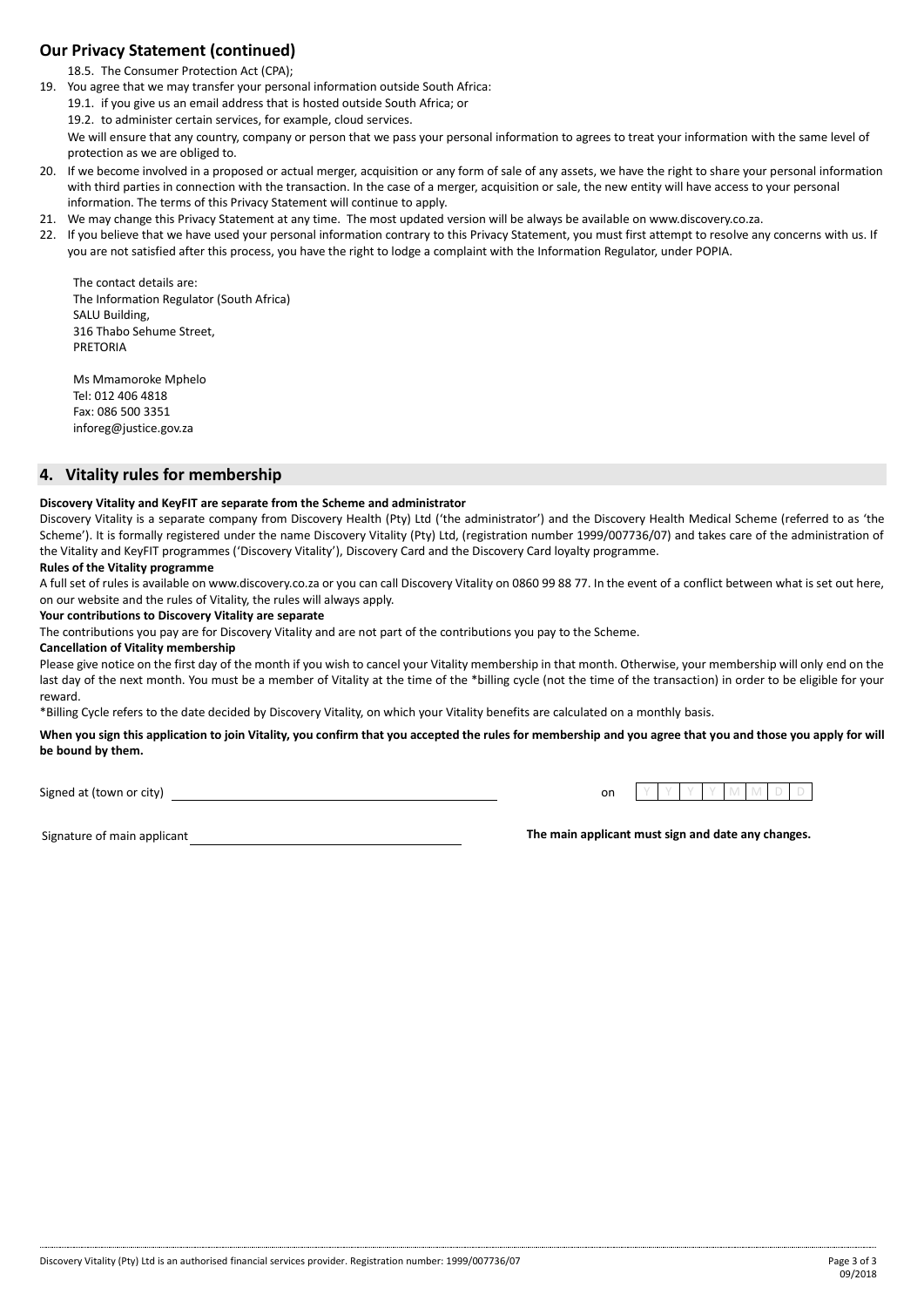## Our Privacy Statement (continued)

18.5. The Consumer Protection Act (CPA);

19. You agree that we may transfer your personal information outside South Africa:

    19.1. if you give us an email address that is hosted outside South Africa; or

    19.2. to administer certain services, for example, cloud services.

    We will ensure that any country, company or person that we pass your personal information to agrees to treat your information with the same level of protection as we are obliged to.

20. If we become involved in a proposed or actual merger, acquisition or any form of sale of any assets, we have the right to share your personal information with third parties in connection with the transaction. In the case of a merger, acquisition or sale, the new entity will have access to your personal information. The terms of this Privacy Statement will continue to apply.
21. We may change this Privacy Statement at any time. The most updated version will be always be available on www.discovery.co.za.
22. If you believe that we have used your personal information contrary to this Privacy Statement, you must first attempt to resolve any concerns with us. If you are not satisfied after this process, you have the right to lodge a complaint with the Information Regulator, under POPIA.

    The contact details are:
    The Information Regulator (South Africa)
    SALU Building,
    316 Thabo Sehume Street,
    PRETORIA

    Ms Mmamoroke Mphelo
    Tel: 012 406 4818
    Fax: 086 500 3351
    inforeg@justice.gov.za

## 4. Vitality rules for membership

**Discovery Vitality and KeyFIT are separate from the Scheme and administrator**

Discovery Vitality is a separate company from Discovery Health (Pty) Ltd ('the administrator') and the Discovery Health Medical Scheme (referred to as 'the Scheme'). It is formally registered under the name Discovery Vitality (Pty) Ltd, (registration number 1999/007736/07) and takes care of the administration of the Vitality and KeyFIT programmes ('Discovery Vitality'), Discovery Card and the Discovery Card loyalty programme.

**Rules of the Vitality programme**

A full set of rules is available on www.discovery.co.za or you can call Discovery Vitality on 0860 99 88 77. In the event of a conflict between what is set out here, on our website and the rules of Vitality, the rules will always apply.

**Your contributions to Discovery Vitality are separate**

The contributions you pay are for Discovery Vitality and are not part of the contributions you pay to the Scheme.

**Cancellation of Vitality membership**

Please give notice on the first day of the month if you wish to cancel your Vitality membership in that month. Otherwise, your membership will only end on the last day of the next month. You must be a member of Vitality at the time of the *billing cycle (not the time of the transaction) in order to be eligible for your reward.

*Billing Cycle refers to the date decided by Discovery Vitality, on which your Vitality benefits are calculated on a monthly basis.

**When you sign this application to join Vitality, you confirm that you accepted the rules for membership and you agree that you and those you apply for will be bound by them.**

Signed at (town or city) ____________________ on Y Y Y Y M M D D

Signature of main applicant ____________________ **The main applicant must sign and date any changes.**

Discovery Vitality (Pty) Ltd is an authorised financial services provider. Registration number: 1999/007736/07